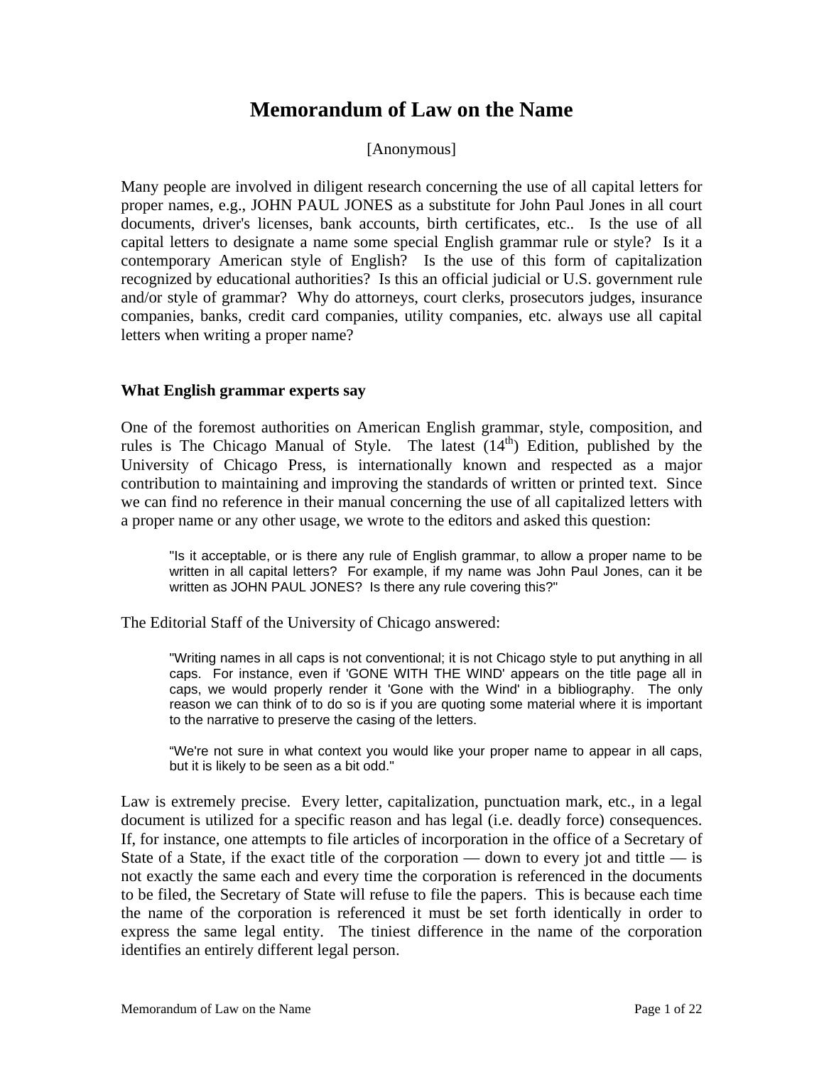# Memorandum of Law on the Name

[Anonymous]

Many people are involved in diligent research concerning the use of all capital letters for proper names, e.g., JOHN PAUL JONES as a substitute for John Paul Jones in all court documents, driver's licenses, bank accounts, birth certificates, etc.. Is the use of all capital letters to designate a name some special English grammar rule or style? Is it a contemporary American style of English? Is the use of this form of capitalization recognized by educational authorities? Is this an official judicial or U.S. government rule and/or style of grammar? Why do attorneys, court clerks, prosecutors judges, insurance companies, banks, credit card companies, utility companies, etc. always use all capital letters when writing a proper name?

### What English grammar experts say

One of the foremost authorities on American English grammar, style, composition, and rules is The Chicago Manual of Style. The latest (14th) Edition, published by the University of Chicago Press, is internationally known and respected as a major contribution to maintaining and improving the standards of written or printed text. Since we can find no reference in their manual concerning the use of all capitalized letters with a proper name or any other usage, we wrote to the editors and asked this question:

> "Is it acceptable, or is there any rule of English grammar, to allow a proper name to be written in all capital letters? For example, if my name was John Paul Jones, can it be written as JOHN PAUL JONES? Is there any rule covering this?"

The Editorial Staff of the University of Chicago answered:

> "Writing names in all caps is not conventional; it is not Chicago style to put anything in all caps. For instance, even if 'GONE WITH THE WIND' appears on the title page all in caps, we would properly render it 'Gone with the Wind' in a bibliography. The only reason we can think of to do so is if you are quoting some material where it is important to the narrative to preserve the casing of the letters.
>
> "We're not sure in what context you would like your proper name to appear in all caps, but it is likely to be seen as a bit odd."

Law is extremely precise. Every letter, capitalization, punctuation mark, etc., in a legal document is utilized for a specific reason and has legal (i.e. deadly force) consequences. If, for instance, one attempts to file articles of incorporation in the office of a Secretary of State of a State, if the exact title of the corporation — down to every jot and tittle — is not exactly the same each and every time the corporation is referenced in the documents to be filed, the Secretary of State will refuse to file the papers. This is because each time the name of the corporation is referenced it must be set forth identically in order to express the same legal entity. The tiniest difference in the name of the corporation identifies an entirely different legal person.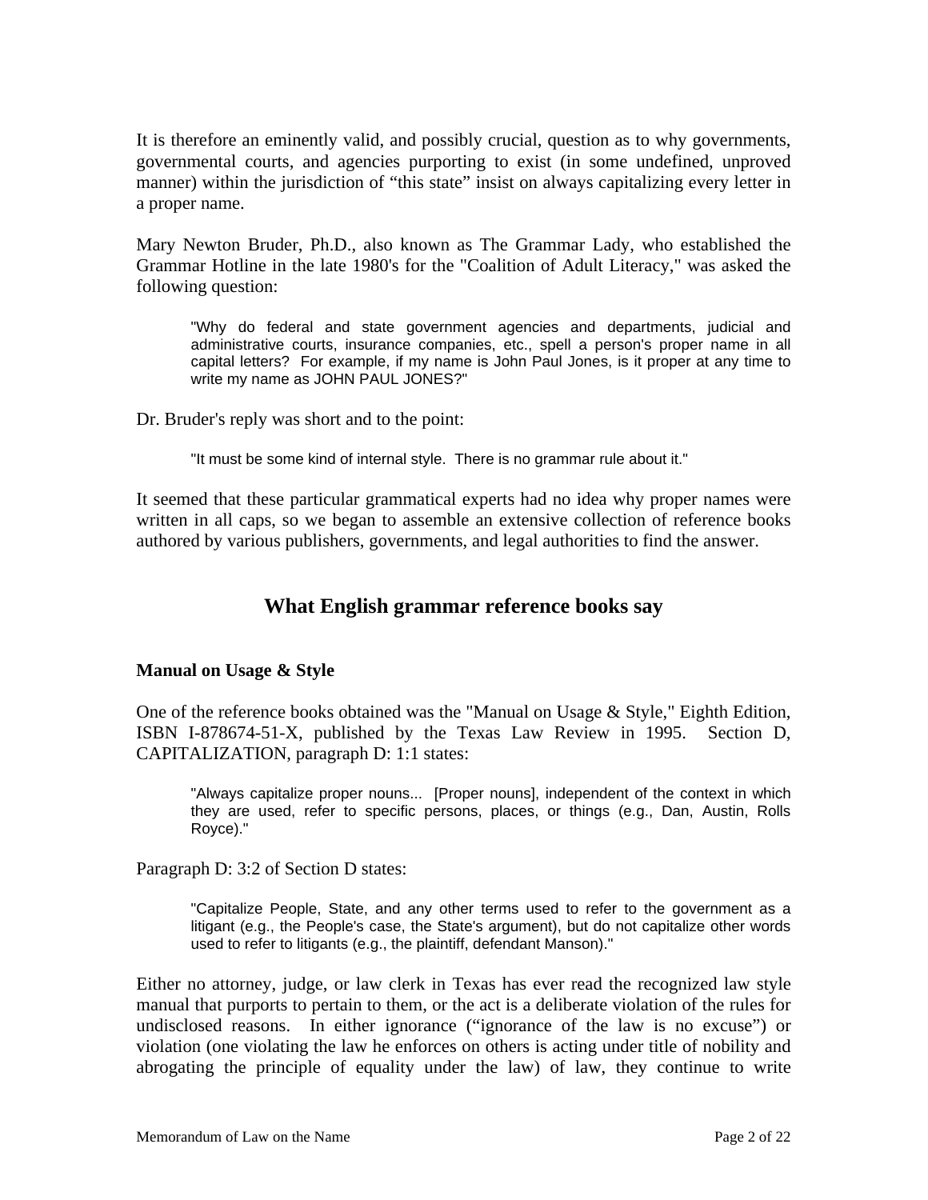It is therefore an eminently valid, and possibly crucial, question as to why governments, governmental courts, and agencies purporting to exist (in some undefined, unproved manner) within the jurisdiction of "this state" insist on always capitalizing every letter in a proper name.

Mary Newton Bruder, Ph.D., also known as The Grammar Lady, who established the Grammar Hotline in the late 1980's for the "Coalition of Adult Literacy," was asked the following question:

> "Why do federal and state government agencies and departments, judicial and administrative courts, insurance companies, etc., spell a person's proper name in all capital letters? For example, if my name is John Paul Jones, is it proper at any time to write my name as JOHN PAUL JONES?"

Dr. Bruder's reply was short and to the point:

> "It must be some kind of internal style. There is no grammar rule about it."

It seemed that these particular grammatical experts had no idea why proper names were written in all caps, so we began to assemble an extensive collection of reference books authored by various publishers, governments, and legal authorities to find the answer.

## What English grammar reference books say

### Manual on Usage & Style

One of the reference books obtained was the "Manual on Usage & Style," Eighth Edition, ISBN I-878674-51-X, published by the Texas Law Review in 1995. Section D, CAPITALIZATION, paragraph D: 1:1 states:

> "Always capitalize proper nouns... [Proper nouns], independent of the context in which they are used, refer to specific persons, places, or things (e.g., Dan, Austin, Rolls Royce)."

Paragraph D: 3:2 of Section D states:

> "Capitalize People, State, and any other terms used to refer to the government as a litigant (e.g., the People's case, the State's argument), but do not capitalize other words used to refer to litigants (e.g., the plaintiff, defendant Manson)."

Either no attorney, judge, or law clerk in Texas has ever read the recognized law style manual that purports to pertain to them, or the act is a deliberate violation of the rules for undisclosed reasons. In either ignorance ("ignorance of the law is no excuse") or violation (one violating the law he enforces on others is acting under title of nobility and abrogating the principle of equality under the law) of law, they continue to write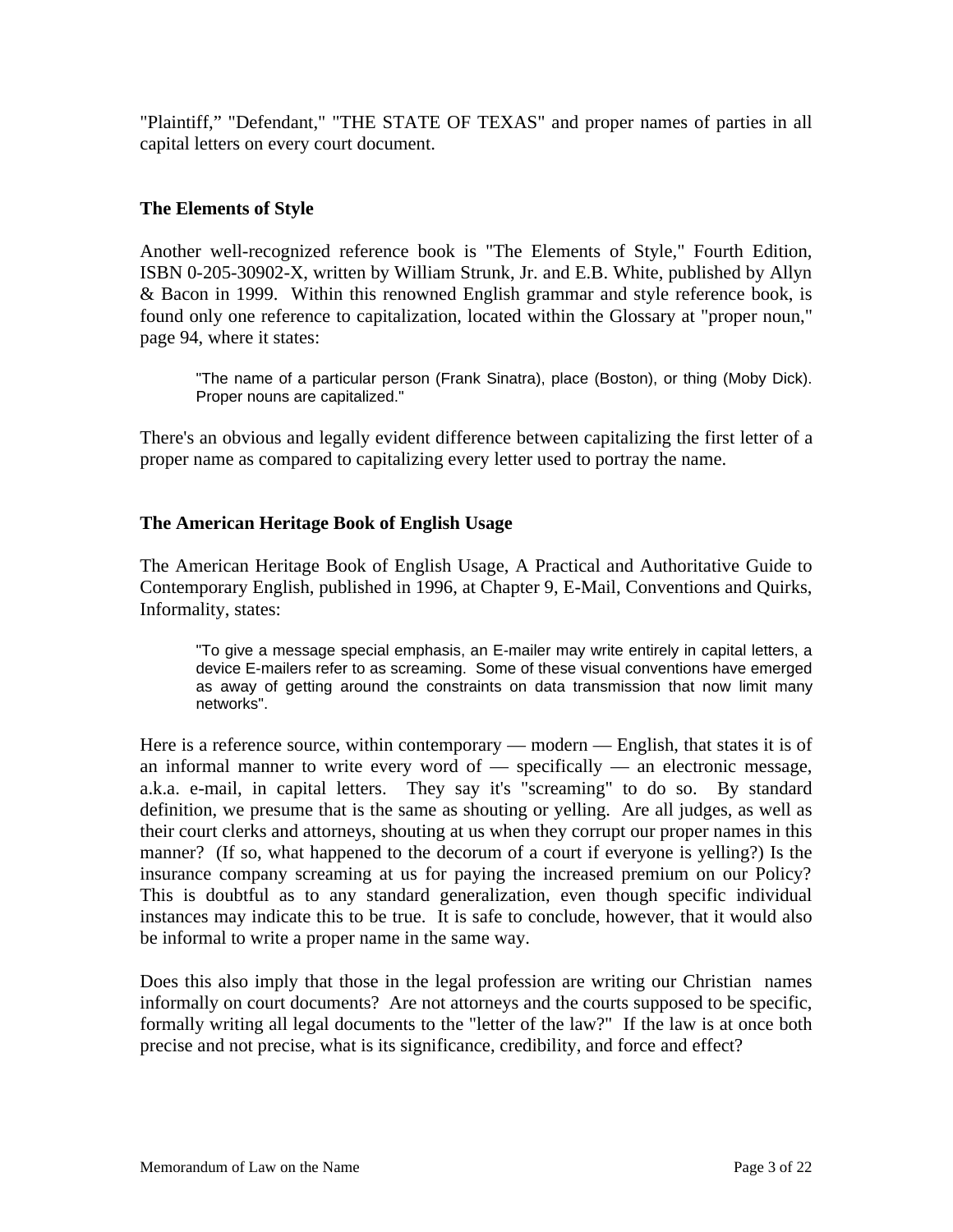"Plaintiff," "Defendant," "THE STATE OF TEXAS" and proper names of parties in all capital letters on every court document.

### The Elements of Style

Another well-recognized reference book is "The Elements of Style," Fourth Edition, ISBN 0-205-30902-X, written by William Strunk, Jr. and E.B. White, published by Allyn & Bacon in 1999. Within this renowned English grammar and style reference book, is found only one reference to capitalization, located within the Glossary at "proper noun," page 94, where it states:

> "The name of a particular person (Frank Sinatra), place (Boston), or thing (Moby Dick). Proper nouns are capitalized."

There's an obvious and legally evident difference between capitalizing the first letter of a proper name as compared to capitalizing every letter used to portray the name.

### The American Heritage Book of English Usage

The American Heritage Book of English Usage, A Practical and Authoritative Guide to Contemporary English, published in 1996, at Chapter 9, E-Mail, Conventions and Quirks, Informality, states:

> "To give a message special emphasis, an E-mailer may write entirely in capital letters, a device E-mailers refer to as screaming. Some of these visual conventions have emerged as away of getting around the constraints on data transmission that now limit many networks".

Here is a reference source, within contemporary — modern — English, that states it is of an informal manner to write every word of — specifically — an electronic message, a.k.a. e-mail, in capital letters. They say it's "screaming" to do so. By standard definition, we presume that is the same as shouting or yelling. Are all judges, as well as their court clerks and attorneys, shouting at us when they corrupt our proper names in this manner? (If so, what happened to the decorum of a court if everyone is yelling?) Is the insurance company screaming at us for paying the increased premium on our Policy? This is doubtful as to any standard generalization, even though specific individual instances may indicate this to be true. It is safe to conclude, however, that it would also be informal to write a proper name in the same way.

Does this also imply that those in the legal profession are writing our Christian names informally on court documents? Are not attorneys and the courts supposed to be specific, formally writing all legal documents to the "letter of the law?" If the law is at once both precise and not precise, what is its significance, credibility, and force and effect?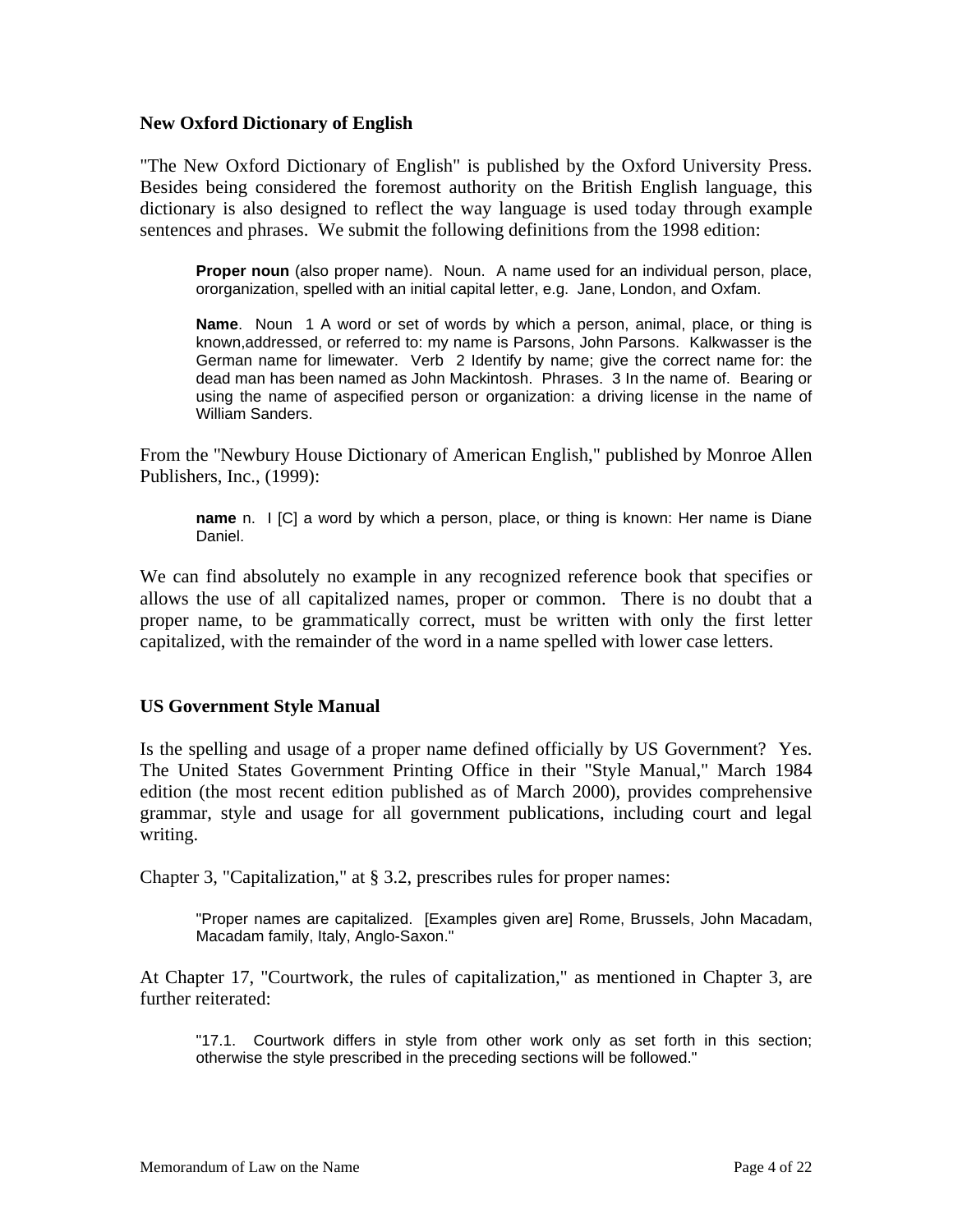**New Oxford Dictionary of English**

"The New Oxford Dictionary of English" is published by the Oxford University Press. Besides being considered the foremost authority on the British English language, this dictionary is also designed to reflect the way language is used today through example sentences and phrases. We submit the following definitions from the 1998 edition:

> **Proper noun** (also proper name). Noun. A name used for an individual person, place, ororganization, spelled with an initial capital letter, e.g. Jane, London, and Oxfam.
>
> **Name**. Noun 1 A word or set of words by which a person, animal, place, or thing is known,addressed, or referred to: my name is Parsons, John Parsons. Kalkwasser is the German name for limewater. Verb 2 Identify by name; give the correct name for: the dead man has been named as John Mackintosh. Phrases. 3 In the name of. Bearing or using the name of aspecified person or organization: a driving license in the name of William Sanders.

From the "Newbury House Dictionary of American English," published by Monroe Allen Publishers, Inc., (1999):

> **name** n. I [C] a word by which a person, place, or thing is known: Her name is Diane Daniel.

We can find absolutely no example in any recognized reference book that specifies or allows the use of all capitalized names, proper or common. There is no doubt that a proper name, to be grammatically correct, must be written with only the first letter capitalized, with the remainder of the word in a name spelled with lower case letters.

**US Government Style Manual**

Is the spelling and usage of a proper name defined officially by US Government? Yes. The United States Government Printing Office in their "Style Manual," March 1984 edition (the most recent edition published as of March 2000), provides comprehensive grammar, style and usage for all government publications, including court and legal writing.

Chapter 3, "Capitalization," at § 3.2, prescribes rules for proper names:

> "Proper names are capitalized. [Examples given are] Rome, Brussels, John Macadam, Macadam family, Italy, Anglo-Saxon."

At Chapter 17, "Courtwork, the rules of capitalization," as mentioned in Chapter 3, are further reiterated:

> "17.1. Courtwork differs in style from other work only as set forth in this section; otherwise the style prescribed in the preceding sections will be followed."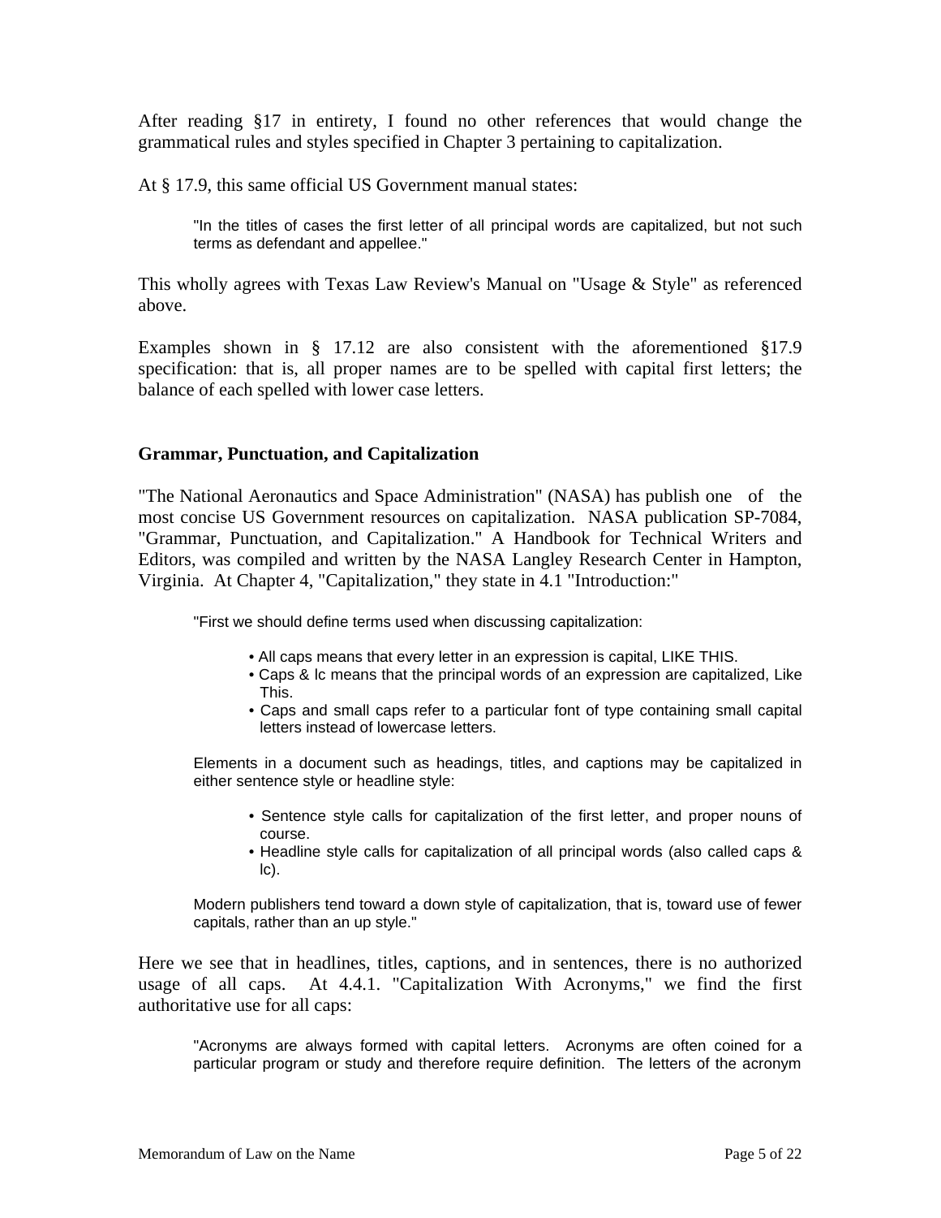After reading §17 in entirety, I found no other references that would change the grammatical rules and styles specified in Chapter 3 pertaining to capitalization.

At § 17.9, this same official US Government manual states:

> "In the titles of cases the first letter of all principal words are capitalized, but not such terms as defendant and appellee."

This wholly agrees with Texas Law Review's Manual on "Usage & Style" as referenced above.

Examples shown in § 17.12 are also consistent with the aforementioned §17.9 specification: that is, all proper names are to be spelled with capital first letters; the balance of each spelled with lower case letters.

**Grammar, Punctuation, and Capitalization**

"The National Aeronautics and Space Administration" (NASA) has publish one of the most concise US Government resources on capitalization. NASA publication SP-7084, "Grammar, Punctuation, and Capitalization." A Handbook for Technical Writers and Editors, was compiled and written by the NASA Langley Research Center in Hampton, Virginia. At Chapter 4, "Capitalization," they state in 4.1 "Introduction:"

> "First we should define terms used when discussing capitalization:
>
> - All caps means that every letter in an expression is capital, LIKE THIS.
> - Caps & lc means that the principal words of an expression are capitalized, Like This.
> - Caps and small caps refer to a particular font of type containing small capital letters instead of lowercase letters.
>
> Elements in a document such as headings, titles, and captions may be capitalized in either sentence style or headline style:
>
> - Sentence style calls for capitalization of the first letter, and proper nouns of course.
> - Headline style calls for capitalization of all principal words (also called caps & lc).
>
> Modern publishers tend toward a down style of capitalization, that is, toward use of fewer capitals, rather than an up style."

Here we see that in headlines, titles, captions, and in sentences, there is no authorized usage of all caps. At 4.4.1. "Capitalization With Acronyms," we find the first authoritative use for all caps:

> "Acronyms are always formed with capital letters. Acronyms are often coined for a particular program or study and therefore require definition. The letters of the acronym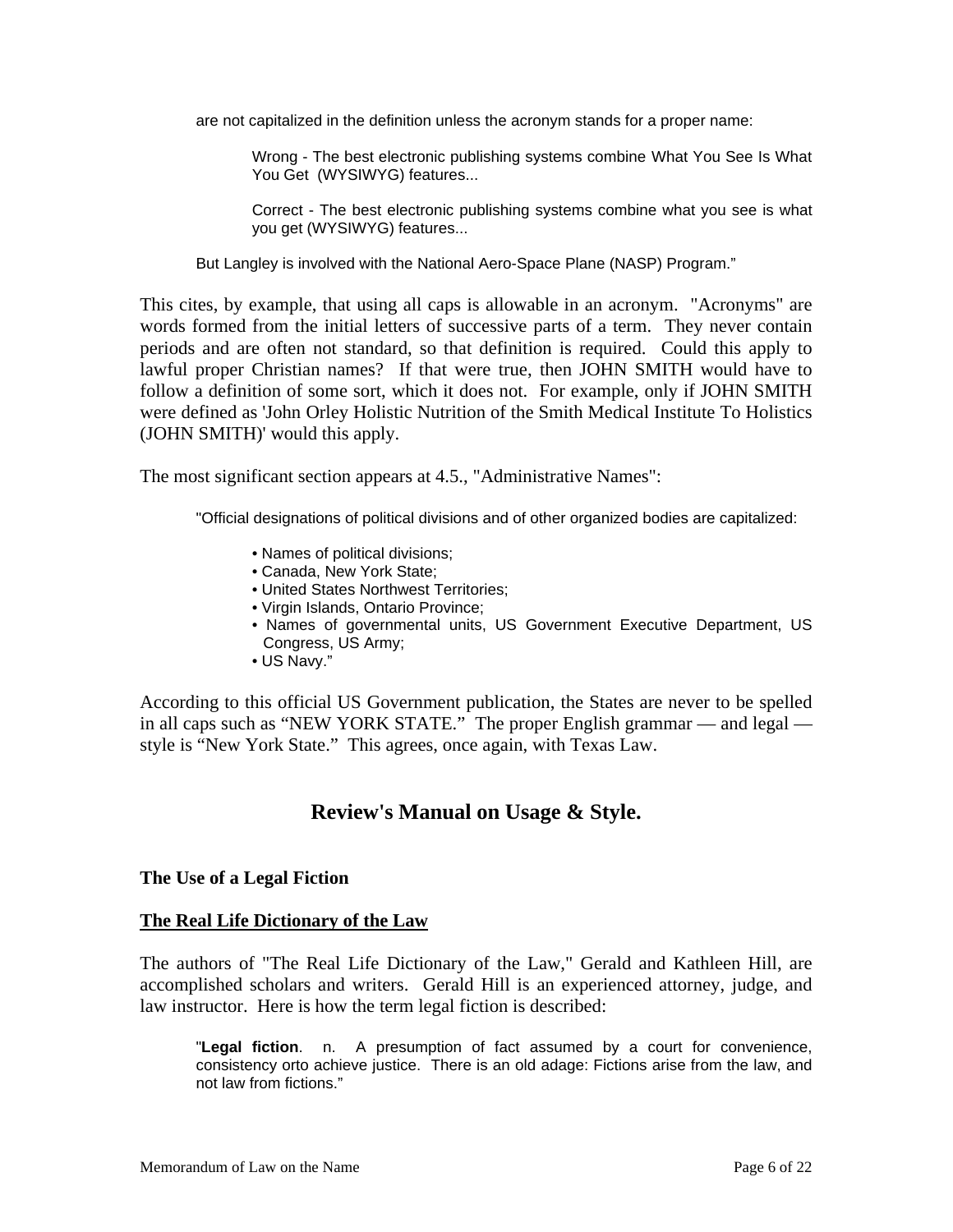> are not capitalized in the definition unless the acronym stands for a proper name:
>
> > Wrong - The best electronic publishing systems combine What You See Is What You Get (WYSIWYG) features...
> >
> > Correct - The best electronic publishing systems combine what you see is what you get (WYSIWYG) features...
>
> But Langley is involved with the National Aero-Space Plane (NASP) Program."

This cites, by example, that using all caps is allowable in an acronym. "Acronyms" are words formed from the initial letters of successive parts of a term. They never contain periods and are often not standard, so that definition is required. Could this apply to lawful proper Christian names? If that were true, then JOHN SMITH would have to follow a definition of some sort, which it does not. For example, only if JOHN SMITH were defined as 'John Orley Holistic Nutrition of the Smith Medical Institute To Holistics (JOHN SMITH)' would this apply.

The most significant section appears at 4.5., "Administrative Names":

> "Official designations of political divisions and of other organized bodies are capitalized:
>
> - Names of political divisions;
> - Canada, New York State;
> - United States Northwest Territories;
> - Virgin Islands, Ontario Province;
> - Names of governmental units, US Government Executive Department, US Congress, US Army;
> - US Navy."

According to this official US Government publication, the States are never to be spelled in all caps such as "NEW YORK STATE." The proper English grammar — and legal — style is "New York State." This agrees, once again, with Texas Law.

## Review's Manual on Usage & Style.

### The Use of a Legal Fiction

### <u>The Real Life Dictionary of the Law</u>

The authors of "The Real Life Dictionary of the Law," Gerald and Kathleen Hill, are accomplished scholars and writers. Gerald Hill is an experienced attorney, judge, and law instructor. Here is how the term legal fiction is described:

> "**Legal fiction**. n. A presumption of fact assumed by a court for convenience, consistency orto achieve justice. There is an old adage: Fictions arise from the law, and not law from fictions."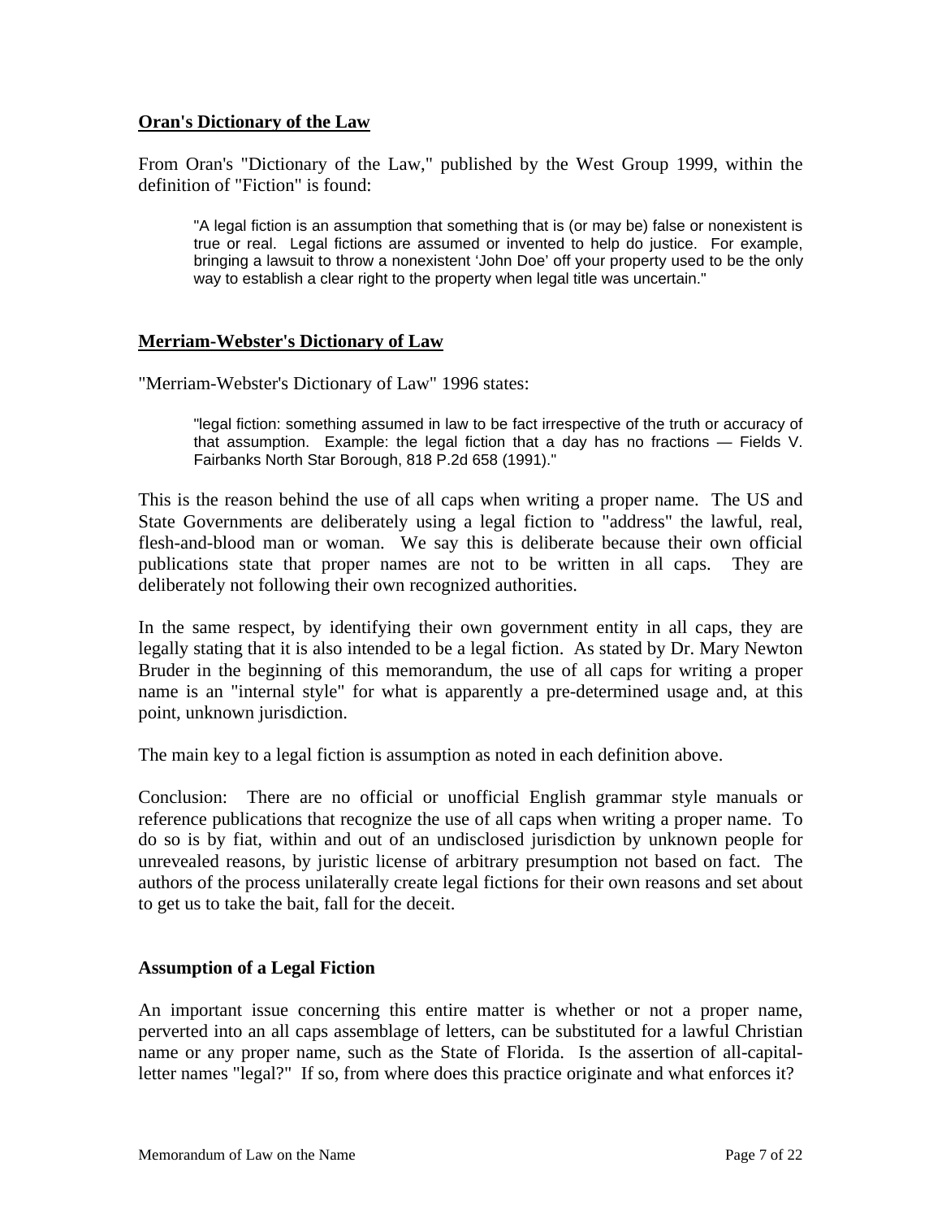**Oran's Dictionary of the Law**

From Oran's "Dictionary of the Law," published by the West Group 1999, within the definition of "Fiction" is found:

> "A legal fiction is an assumption that something that is (or may be) false or nonexistent is true or real. Legal fictions are assumed or invented to help do justice. For example, bringing a lawsuit to throw a nonexistent 'John Doe' off your property used to be the only way to establish a clear right to the property when legal title was uncertain."

**Merriam-Webster's Dictionary of Law**

"Merriam-Webster's Dictionary of Law" 1996 states:

> "legal fiction: something assumed in law to be fact irrespective of the truth or accuracy of that assumption. Example: the legal fiction that a day has no fractions — Fields V. Fairbanks North Star Borough, 818 P.2d 658 (1991)."

This is the reason behind the use of all caps when writing a proper name. The US and State Governments are deliberately using a legal fiction to "address" the lawful, real, flesh-and-blood man or woman. We say this is deliberate because their own official publications state that proper names are not to be written in all caps. They are deliberately not following their own recognized authorities.

In the same respect, by identifying their own government entity in all caps, they are legally stating that it is also intended to be a legal fiction. As stated by Dr. Mary Newton Bruder in the beginning of this memorandum, the use of all caps for writing a proper name is an "internal style" for what is apparently a pre-determined usage and, at this point, unknown jurisdiction.

The main key to a legal fiction is assumption as noted in each definition above.

Conclusion: There are no official or unofficial English grammar style manuals or reference publications that recognize the use of all caps when writing a proper name. To do so is by fiat, within and out of an undisclosed jurisdiction by unknown people for unrevealed reasons, by juristic license of arbitrary presumption not based on fact. The authors of the process unilaterally create legal fictions for their own reasons and set about to get us to take the bait, fall for the deceit.

**Assumption of a Legal Fiction**

An important issue concerning this entire matter is whether or not a proper name, perverted into an all caps assemblage of letters, can be substituted for a lawful Christian name or any proper name, such as the State of Florida. Is the assertion of all-capital-letter names "legal?" If so, from where does this practice originate and what enforces it?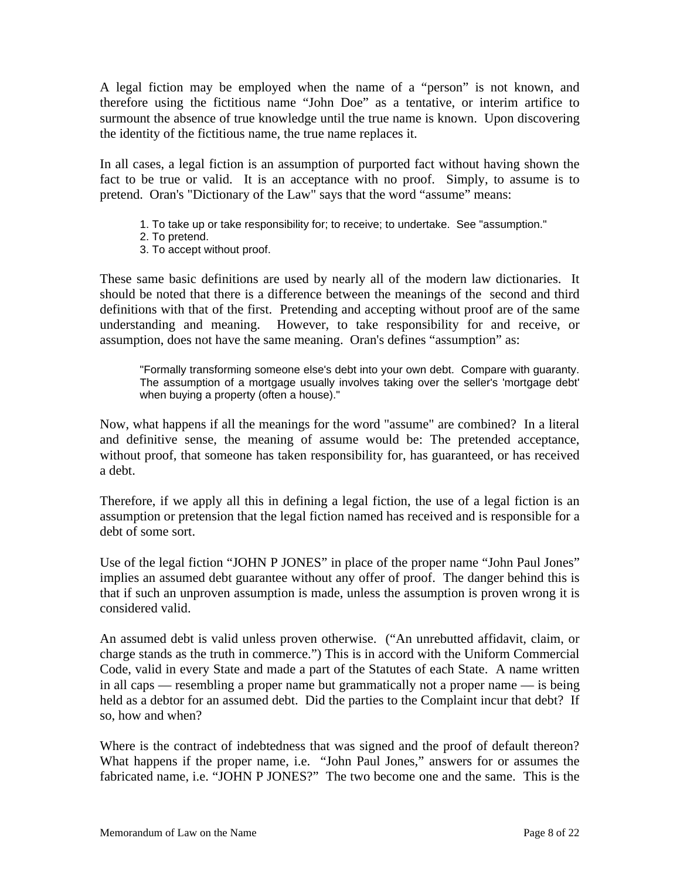A legal fiction may be employed when the name of a "person" is not known, and therefore using the fictitious name "John Doe" as a tentative, or interim artifice to surmount the absence of true knowledge until the true name is known. Upon discovering the identity of the fictitious name, the true name replaces it.

In all cases, a legal fiction is an assumption of purported fact without having shown the fact to be true or valid. It is an acceptance with no proof. Simply, to assume is to pretend. Oran's "Dictionary of the Law" says that the word "assume" means:

> 1. To take up or take responsibility for; to receive; to undertake. See "assumption."
> 2. To pretend.
> 3. To accept without proof.

These same basic definitions are used by nearly all of the modern law dictionaries. It should be noted that there is a difference between the meanings of the second and third definitions with that of the first. Pretending and accepting without proof are of the same understanding and meaning. However, to take responsibility for and receive, or assumption, does not have the same meaning. Oran's defines "assumption" as:

> "Formally transforming someone else's debt into your own debt. Compare with guaranty. The assumption of a mortgage usually involves taking over the seller's 'mortgage debt' when buying a property (often a house)."

Now, what happens if all the meanings for the word "assume" are combined? In a literal and definitive sense, the meaning of assume would be: The pretended acceptance, without proof, that someone has taken responsibility for, has guaranteed, or has received a debt.

Therefore, if we apply all this in defining a legal fiction, the use of a legal fiction is an assumption or pretension that the legal fiction named has received and is responsible for a debt of some sort.

Use of the legal fiction "JOHN P JONES" in place of the proper name "John Paul Jones" implies an assumed debt guarantee without any offer of proof. The danger behind this is that if such an unproven assumption is made, unless the assumption is proven wrong it is considered valid.

An assumed debt is valid unless proven otherwise. ("An unrebutted affidavit, claim, or charge stands as the truth in commerce.") This is in accord with the Uniform Commercial Code, valid in every State and made a part of the Statutes of each State. A name written in all caps — resembling a proper name but grammatically not a proper name — is being held as a debtor for an assumed debt. Did the parties to the Complaint incur that debt? If so, how and when?

Where is the contract of indebtedness that was signed and the proof of default thereon? What happens if the proper name, i.e. "John Paul Jones," answers for or assumes the fabricated name, i.e. "JOHN P JONES?" The two become one and the same. This is the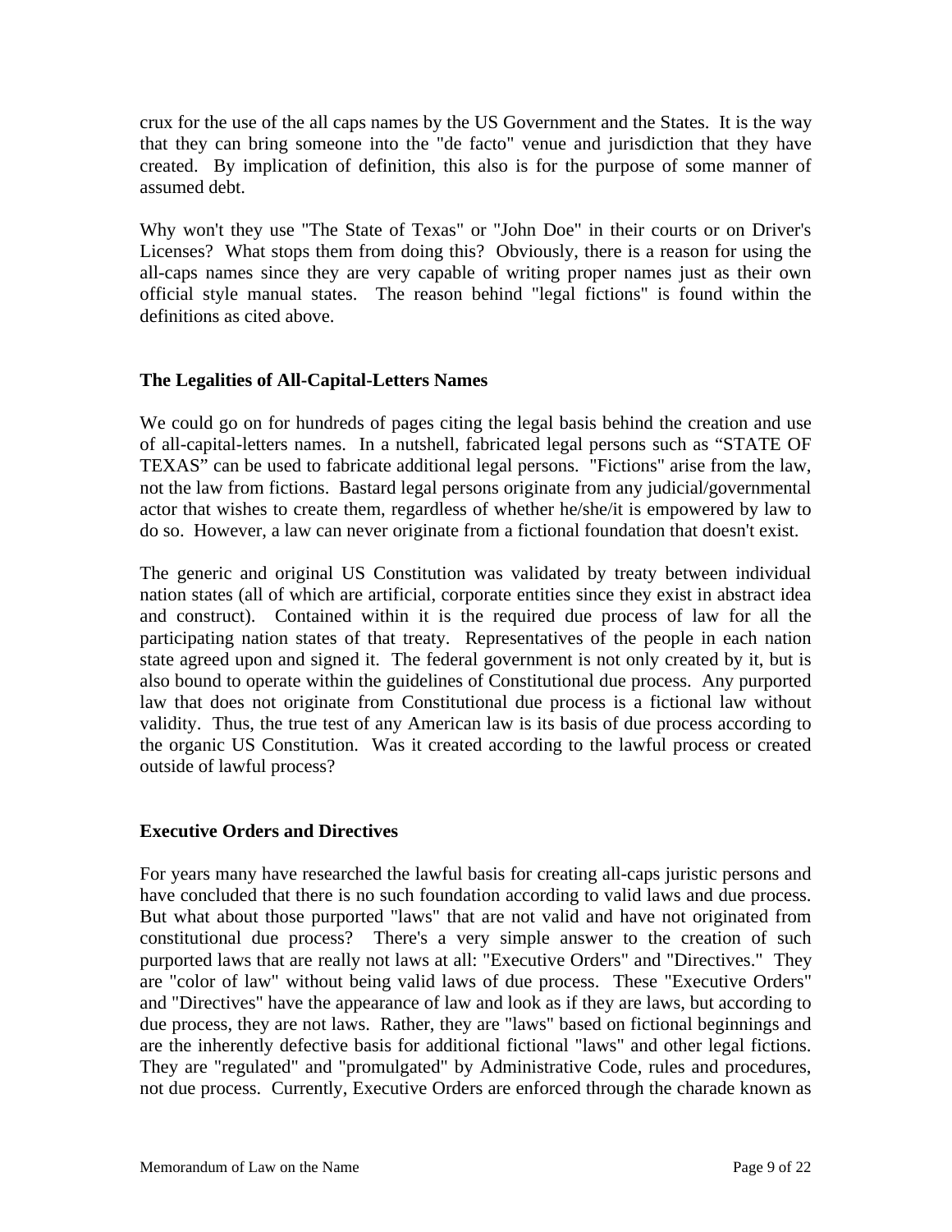crux for the use of the all caps names by the US Government and the States. It is the way that they can bring someone into the "de facto" venue and jurisdiction that they have created. By implication of definition, this also is for the purpose of some manner of assumed debt.

Why won't they use "The State of Texas" or "John Doe" in their courts or on Driver's Licenses? What stops them from doing this? Obviously, there is a reason for using the all-caps names since they are very capable of writing proper names just as their own official style manual states. The reason behind "legal fictions" is found within the definitions as cited above.

### The Legalities of All-Capital-Letters Names

We could go on for hundreds of pages citing the legal basis behind the creation and use of all-capital-letters names. In a nutshell, fabricated legal persons such as "STATE OF TEXAS" can be used to fabricate additional legal persons. "Fictions" arise from the law, not the law from fictions. Bastard legal persons originate from any judicial/governmental actor that wishes to create them, regardless of whether he/she/it is empowered by law to do so. However, a law can never originate from a fictional foundation that doesn't exist.

The generic and original US Constitution was validated by treaty between individual nation states (all of which are artificial, corporate entities since they exist in abstract idea and construct). Contained within it is the required due process of law for all the participating nation states of that treaty. Representatives of the people in each nation state agreed upon and signed it. The federal government is not only created by it, but is also bound to operate within the guidelines of Constitutional due process. Any purported law that does not originate from Constitutional due process is a fictional law without validity. Thus, the true test of any American law is its basis of due process according to the organic US Constitution. Was it created according to the lawful process or created outside of lawful process?

### Executive Orders and Directives

For years many have researched the lawful basis for creating all-caps juristic persons and have concluded that there is no such foundation according to valid laws and due process. But what about those purported "laws" that are not valid and have not originated from constitutional due process? There's a very simple answer to the creation of such purported laws that are really not laws at all: "Executive Orders" and "Directives." They are "color of law" without being valid laws of due process. These "Executive Orders" and "Directives" have the appearance of law and look as if they are laws, but according to due process, they are not laws. Rather, they are "laws" based on fictional beginnings and are the inherently defective basis for additional fictional "laws" and other legal fictions. They are "regulated" and "promulgated" by Administrative Code, rules and procedures, not due process. Currently, Executive Orders are enforced through the charade known as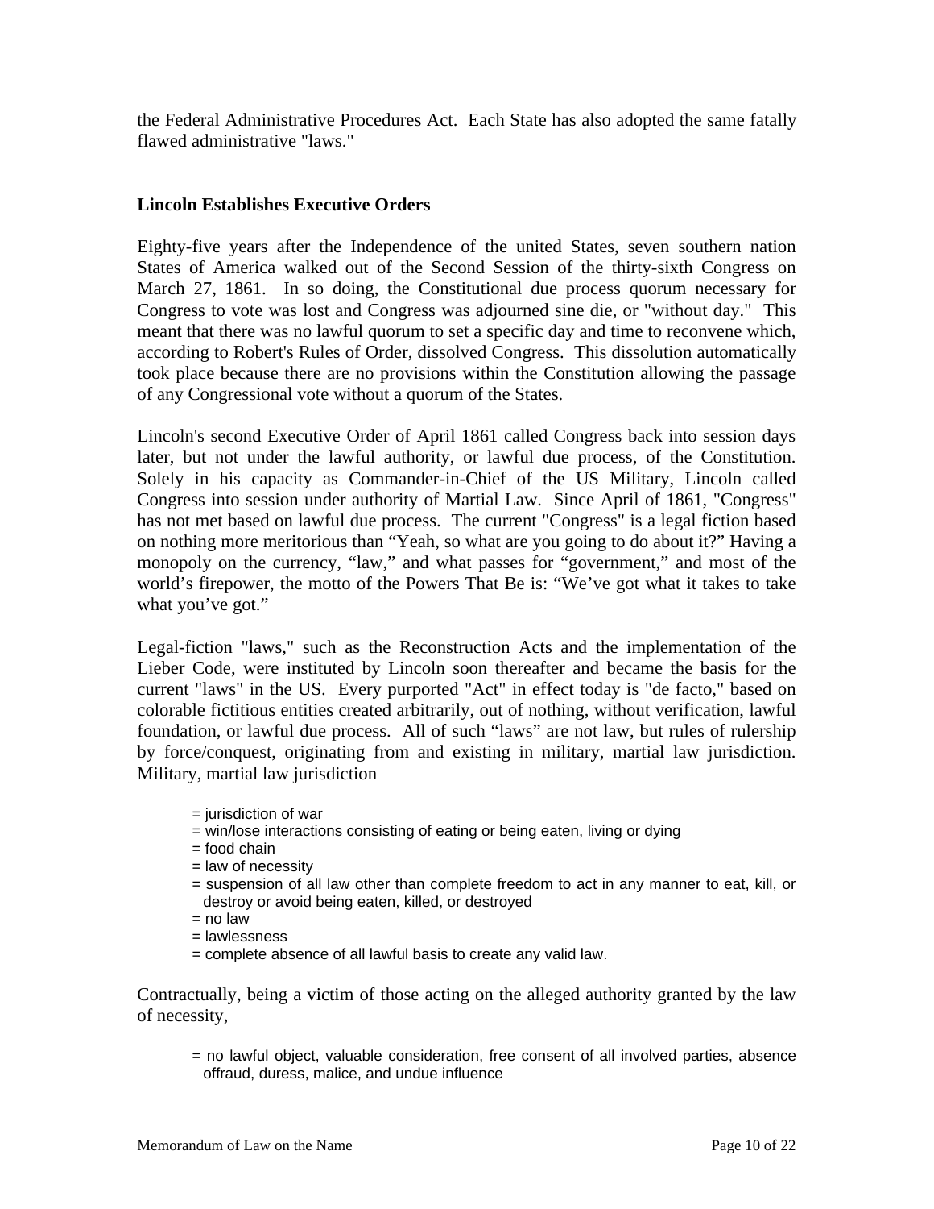the Federal Administrative Procedures Act. Each State has also adopted the same fatally flawed administrative "laws."

**Lincoln Establishes Executive Orders**

Eighty-five years after the Independence of the united States, seven southern nation States of America walked out of the Second Session of the thirty-sixth Congress on March 27, 1861. In so doing, the Constitutional due process quorum necessary for Congress to vote was lost and Congress was adjourned sine die, or "without day." This meant that there was no lawful quorum to set a specific day and time to reconvene which, according to Robert's Rules of Order, dissolved Congress. This dissolution automatically took place because there are no provisions within the Constitution allowing the passage of any Congressional vote without a quorum of the States.

Lincoln's second Executive Order of April 1861 called Congress back into session days later, but not under the lawful authority, or lawful due process, of the Constitution. Solely in his capacity as Commander-in-Chief of the US Military, Lincoln called Congress into session under authority of Martial Law. Since April of 1861, "Congress" has not met based on lawful due process. The current "Congress" is a legal fiction based on nothing more meritorious than “Yeah, so what are you going to do about it?” Having a monopoly on the currency, “law,” and what passes for “government,” and most of the world’s firepower, the motto of the Powers That Be is: “We’ve got what it takes to take what you’ve got.”

Legal-fiction "laws," such as the Reconstruction Acts and the implementation of the Lieber Code, were instituted by Lincoln soon thereafter and became the basis for the current "laws" in the US. Every purported "Act" in effect today is "de facto," based on colorable fictitious entities created arbitrarily, out of nothing, without verification, lawful foundation, or lawful due process. All of such “laws” are not law, but rules of rulership by force/conquest, originating from and existing in military, martial law jurisdiction. Military, martial law jurisdiction

= jurisdiction of war
= win/lose interactions consisting of eating or being eaten, living or dying
= food chain
= law of necessity
= suspension of all law other than complete freedom to act in any manner to eat, kill, or destroy or avoid being eaten, killed, or destroyed
= no law
= lawlessness
= complete absence of all lawful basis to create any valid law.

Contractually, being a victim of those acting on the alleged authority granted by the law of necessity,

= no lawful object, valuable consideration, free consent of all involved parties, absence offraud, duress, malice, and undue influence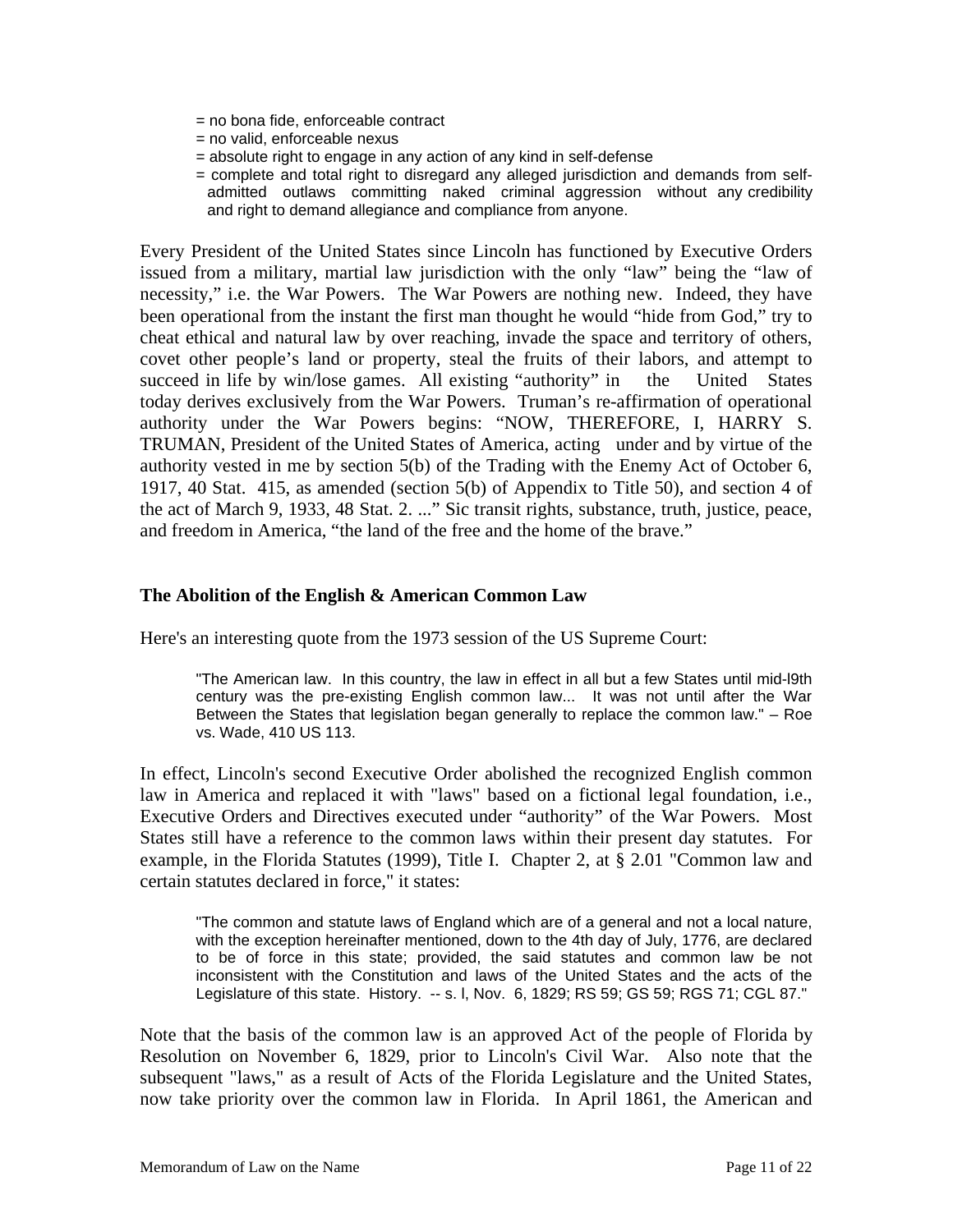= no bona fide, enforceable contract
= no valid, enforceable nexus
= absolute right to engage in any action of any kind in self-defense
= complete and total right to disregard any alleged jurisdiction and demands from self-admitted outlaws committing naked criminal aggression without any credibility and right to demand allegiance and compliance from anyone.

Every President of the United States since Lincoln has functioned by Executive Orders issued from a military, martial law jurisdiction with the only "law" being the "law of necessity," i.e. the War Powers. The War Powers are nothing new. Indeed, they have been operational from the instant the first man thought he would "hide from God," try to cheat ethical and natural law by over reaching, invade the space and territory of others, covet other people's land or property, steal the fruits of their labors, and attempt to succeed in life by win/lose games. All existing "authority" in the United States today derives exclusively from the War Powers. Truman's re-affirmation of operational authority under the War Powers begins: "NOW, THEREFORE, I, HARRY S. TRUMAN, President of the United States of America, acting under and by virtue of the authority vested in me by section 5(b) of the Trading with the Enemy Act of October 6, 1917, 40 Stat. 415, as amended (section 5(b) of Appendix to Title 50), and section 4 of the act of March 9, 1933, 48 Stat. 2. ..." Sic transit rights, substance, truth, justice, peace, and freedom in America, "the land of the free and the home of the brave."

### The Abolition of the English & American Common Law

Here's an interesting quote from the 1973 session of the US Supreme Court:

> "The American law. In this country, the law in effect in all but a few States until mid-l9th century was the pre-existing English common law... It was not until after the War Between the States that legislation began generally to replace the common law." – Roe vs. Wade, 410 US 113.

In effect, Lincoln's second Executive Order abolished the recognized English common law in America and replaced it with "laws" based on a fictional legal foundation, i.e., Executive Orders and Directives executed under "authority" of the War Powers. Most States still have a reference to the common laws within their present day statutes. For example, in the Florida Statutes (1999), Title I. Chapter 2, at § 2.01 "Common law and certain statutes declared in force," it states:

> "The common and statute laws of England which are of a general and not a local nature, with the exception hereinafter mentioned, down to the 4th day of July, 1776, are declared to be of force in this state; provided, the said statutes and common law be not inconsistent with the Constitution and laws of the United States and the acts of the Legislature of this state. History. -- s. l, Nov. 6, 1829; RS 59; GS 59; RGS 71; CGL 87."

Note that the basis of the common law is an approved Act of the people of Florida by Resolution on November 6, 1829, prior to Lincoln's Civil War. Also note that the subsequent "laws," as a result of Acts of the Florida Legislature and the United States, now take priority over the common law in Florida. In April 1861, the American and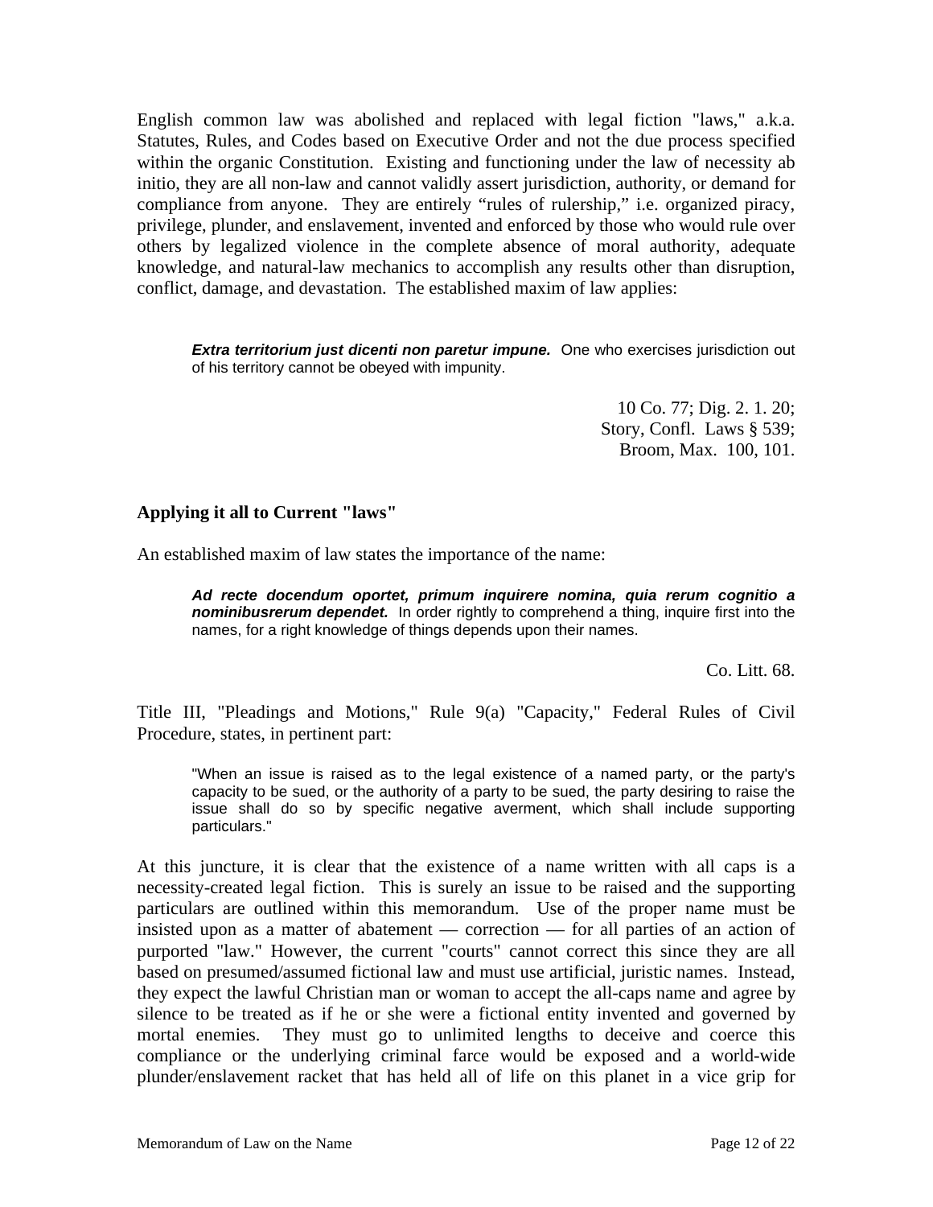English common law was abolished and replaced with legal fiction "laws," a.k.a. Statutes, Rules, and Codes based on Executive Order and not the due process specified within the organic Constitution. Existing and functioning under the law of necessity ab initio, they are all non-law and cannot validly assert jurisdiction, authority, or demand for compliance from anyone. They are entirely “rules of rulership,” i.e. organized piracy, privilege, plunder, and enslavement, invented and enforced by those who would rule over others by legalized violence in the complete absence of moral authority, adequate knowledge, and natural-law mechanics to accomplish any results other than disruption, conflict, damage, and devastation. The established maxim of law applies:

> ***Extra territorium just dicenti non paretur impune.*** One who exercises jurisdiction out of his territory cannot be obeyed with impunity.
>
> 10 Co. 77; Dig. 2. 1. 20;
> Story, Confl. Laws § 539;
> Broom, Max. 100, 101.

### Applying it all to Current "laws"

An established maxim of law states the importance of the name:

> ***Ad recte docendum oportet, primum inquirere nomina, quia rerum cognitio a nominibusrerum dependet.*** In order rightly to comprehend a thing, inquire first into the names, for a right knowledge of things depends upon their names.
>
> Co. Litt. 68.

Title III, "Pleadings and Motions," Rule 9(a) "Capacity," Federal Rules of Civil Procedure, states, in pertinent part:

> "When an issue is raised as to the legal existence of a named party, or the party's capacity to be sued, or the authority of a party to be sued, the party desiring to raise the issue shall do so by specific negative averment, which shall include supporting particulars."

At this juncture, it is clear that the existence of a name written with all caps is a necessity-created legal fiction. This is surely an issue to be raised and the supporting particulars are outlined within this memorandum. Use of the proper name must be insisted upon as a matter of abatement — correction — for all parties of an action of purported "law." However, the current "courts" cannot correct this since they are all based on presumed/assumed fictional law and must use artificial, juristic names. Instead, they expect the lawful Christian man or woman to accept the all-caps name and agree by silence to be treated as if he or she were a fictional entity invented and governed by mortal enemies. They must go to unlimited lengths to deceive and coerce this compliance or the underlying criminal farce would be exposed and a world-wide plunder/enslavement racket that has held all of life on this planet in a vice grip for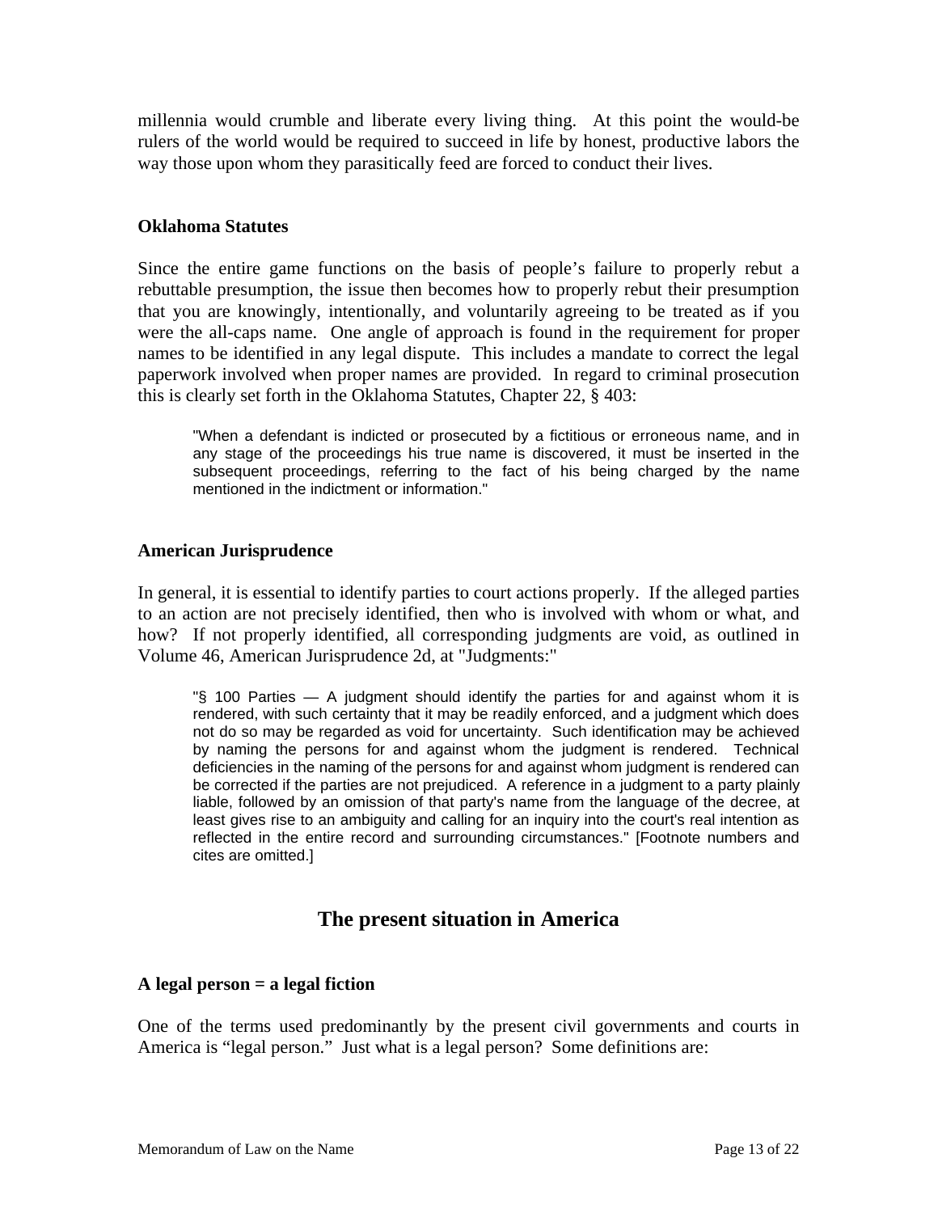millennia would crumble and liberate every living thing. At this point the would-be rulers of the world would be required to succeed in life by honest, productive labors the way those upon whom they parasitically feed are forced to conduct their lives.

### Oklahoma Statutes

Since the entire game functions on the basis of people's failure to properly rebut a rebuttable presumption, the issue then becomes how to properly rebut their presumption that you are knowingly, intentionally, and voluntarily agreeing to be treated as if you were the all-caps name. One angle of approach is found in the requirement for proper names to be identified in any legal dispute. This includes a mandate to correct the legal paperwork involved when proper names are provided. In regard to criminal prosecution this is clearly set forth in the Oklahoma Statutes, Chapter 22, § 403:

> "When a defendant is indicted or prosecuted by a fictitious or erroneous name, and in any stage of the proceedings his true name is discovered, it must be inserted in the subsequent proceedings, referring to the fact of his being charged by the name mentioned in the indictment or information."

### American Jurisprudence

In general, it is essential to identify parties to court actions properly. If the alleged parties to an action are not precisely identified, then who is involved with whom or what, and how? If not properly identified, all corresponding judgments are void, as outlined in Volume 46, American Jurisprudence 2d, at "Judgments:"

> "§ 100 Parties — A judgment should identify the parties for and against whom it is rendered, with such certainty that it may be readily enforced, and a judgment which does not do so may be regarded as void for uncertainty. Such identification may be achieved by naming the persons for and against whom the judgment is rendered. Technical deficiencies in the naming of the persons for and against whom judgment is rendered can be corrected if the parties are not prejudiced. A reference in a judgment to a party plainly liable, followed by an omission of that party's name from the language of the decree, at least gives rise to an ambiguity and calling for an inquiry into the court's real intention as reflected in the entire record and surrounding circumstances." [Footnote numbers and cites are omitted.]

## The present situation in America

### A legal person = a legal fiction

One of the terms used predominantly by the present civil governments and courts in America is "legal person." Just what is a legal person? Some definitions are: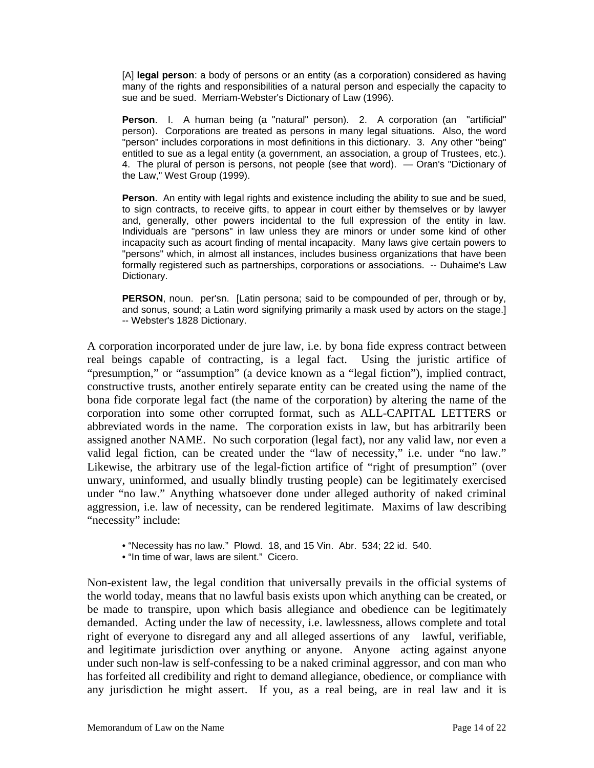> [A] **legal person**: a body of persons or an entity (as a corporation) considered as having many of the rights and responsibilities of a natural person and especially the capacity to sue and be sued. Merriam-Webster's Dictionary of Law (1996).

> **Person**. I. A human being (a "natural" person). 2. A corporation (an "artificial" person). Corporations are treated as persons in many legal situations. Also, the word "person" includes corporations in most definitions in this dictionary. 3. Any other "being" entitled to sue as a legal entity (a government, an association, a group of Trustees, etc.). 4. The plural of person is persons, not people (see that word). — Oran's "Dictionary of the Law," West Group (1999).

> **Person**. An entity with legal rights and existence including the ability to sue and be sued, to sign contracts, to receive gifts, to appear in court either by themselves or by lawyer and, generally, other powers incidental to the full expression of the entity in law. Individuals are "persons" in law unless they are minors or under some kind of other incapacity such as acourt finding of mental incapacity. Many laws give certain powers to "persons" which, in almost all instances, includes business organizations that have been formally registered such as partnerships, corporations or associations. -- Duhaime's Law Dictionary.

> **PERSON**, noun. per'sn. [Latin persona; said to be compounded of per, through or by, and sonus, sound; a Latin word signifying primarily a mask used by actors on the stage.] -- Webster's 1828 Dictionary.

A corporation incorporated under de jure law, i.e. by bona fide express contract between real beings capable of contracting, is a legal fact. Using the juristic artifice of "presumption," or "assumption" (a device known as a "legal fiction"), implied contract, constructive trusts, another entirely separate entity can be created using the name of the bona fide corporate legal fact (the name of the corporation) by altering the name of the corporation into some other corrupted format, such as ALL-CAPITAL LETTERS or abbreviated words in the name. The corporation exists in law, but has arbitrarily been assigned another NAME. No such corporation (legal fact), nor any valid law, nor even a valid legal fiction, can be created under the "law of necessity," i.e. under "no law." Likewise, the arbitrary use of the legal-fiction artifice of "right of presumption" (over unwary, uninformed, and usually blindly trusting people) can be legitimately exercised under "no law." Anything whatsoever done under alleged authority of naked criminal aggression, i.e. law of necessity, can be rendered legitimate. Maxims of law describing "necessity" include:

- "Necessity has no law." Plowd. 18, and 15 Vin. Abr. 534; 22 id. 540.
- "In time of war, laws are silent." Cicero.

Non-existent law, the legal condition that universally prevails in the official systems of the world today, means that no lawful basis exists upon which anything can be created, or be made to transpire, upon which basis allegiance and obedience can be legitimately demanded. Acting under the law of necessity, i.e. lawlessness, allows complete and total right of everyone to disregard any and all alleged assertions of any lawful, verifiable, and legitimate jurisdiction over anything or anyone. Anyone acting against anyone under such non-law is self-confessing to be a naked criminal aggressor, and con man who has forfeited all credibility and right to demand allegiance, obedience, or compliance with any jurisdiction he might assert. If you, as a real being, are in real law and it is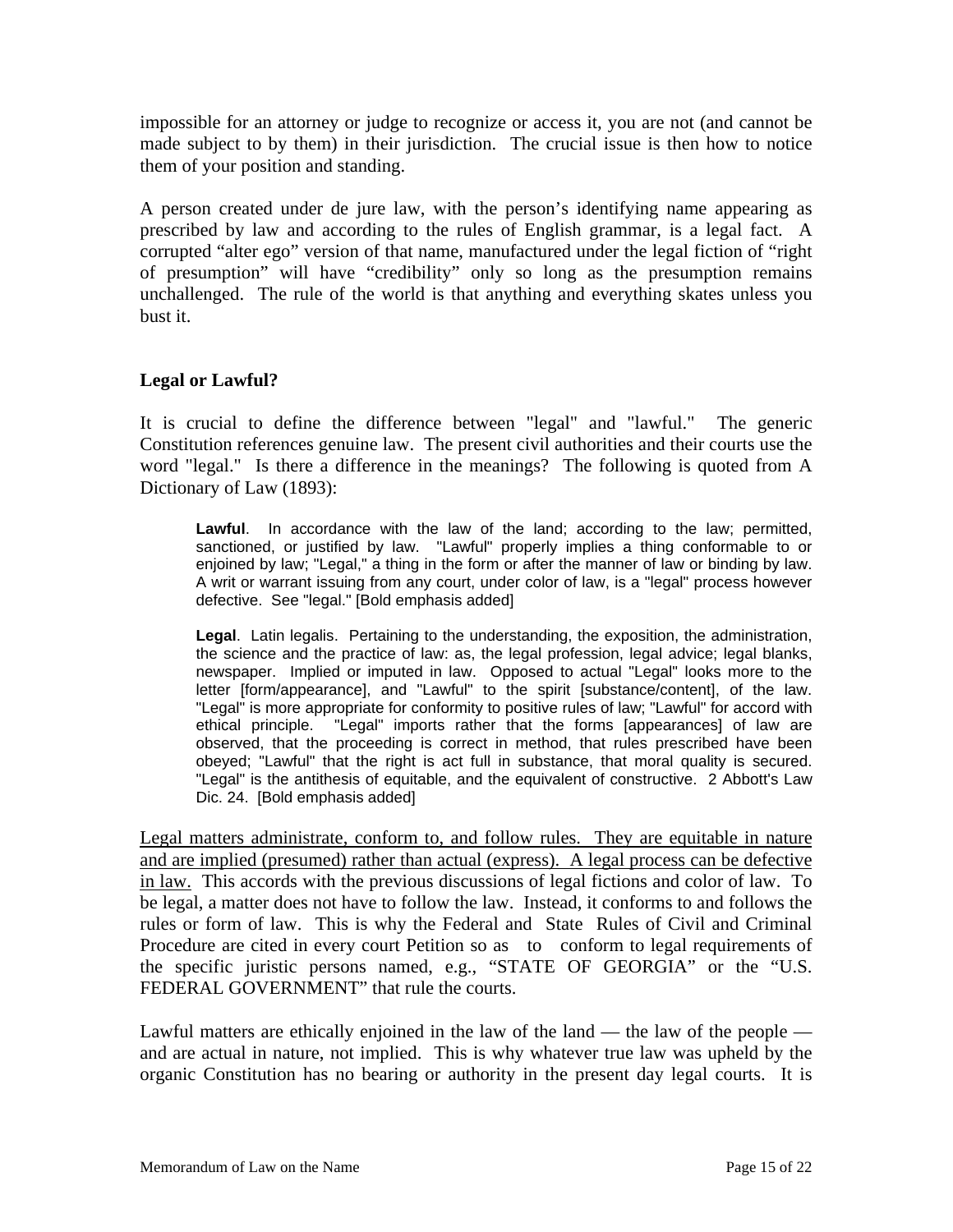impossible for an attorney or judge to recognize or access it, you are not (and cannot be made subject to by them) in their jurisdiction. The crucial issue is then how to notice them of your position and standing.

A person created under de jure law, with the person's identifying name appearing as prescribed by law and according to the rules of English grammar, is a legal fact. A corrupted "alter ego" version of that name, manufactured under the legal fiction of "right of presumption" will have "credibility" only so long as the presumption remains unchallenged. The rule of the world is that anything and everything skates unless you bust it.

**Legal or Lawful?**

It is crucial to define the difference between "legal" and "lawful." The generic Constitution references genuine law. The present civil authorities and their courts use the word "legal." Is there a difference in the meanings? The following is quoted from A Dictionary of Law (1893):

> **Lawful**. In accordance with the law of the land; according to the law; permitted, sanctioned, or justified by law. "Lawful" properly implies a thing conformable to or enjoined by law; "Legal," a thing in the form or after the manner of law or binding by law. A writ or warrant issuing from any court, under color of law, is a "legal" process however defective. See "legal." [Bold emphasis added]
>
> **Legal**. Latin legalis. Pertaining to the understanding, the exposition, the administration, the science and the practice of law: as, the legal profession, legal advice; legal blanks, newspaper. Implied or imputed in law. Opposed to actual "Legal" looks more to the letter [form/appearance], and "Lawful" to the spirit [substance/content], of the law. "Legal" is more appropriate for conformity to positive rules of law; "Lawful" for accord with ethical principle. "Legal" imports rather that the forms [appearances] of law are observed, that the proceeding is correct in method, that rules prescribed have been obeyed; "Lawful" that the right is act full in substance, that moral quality is secured. "Legal" is the antithesis of equitable, and the equivalent of constructive. 2 Abbott's Law Dic. 24. [Bold emphasis added]

<u>Legal matters administrate, conform to, and follow rules. They are equitable in nature and are implied (presumed) rather than actual (express). A legal process can be defective in law.</u> This accords with the previous discussions of legal fictions and color of law. To be legal, a matter does not have to follow the law. Instead, it conforms to and follows the rules or form of law. This is why the Federal and State Rules of Civil and Criminal Procedure are cited in every court Petition so as to conform to legal requirements of the specific juristic persons named, e.g., "STATE OF GEORGIA" or the "U.S. FEDERAL GOVERNMENT" that rule the courts.

Lawful matters are ethically enjoined in the law of the land — the law of the people — and are actual in nature, not implied. This is why whatever true law was upheld by the organic Constitution has no bearing or authority in the present day legal courts. It is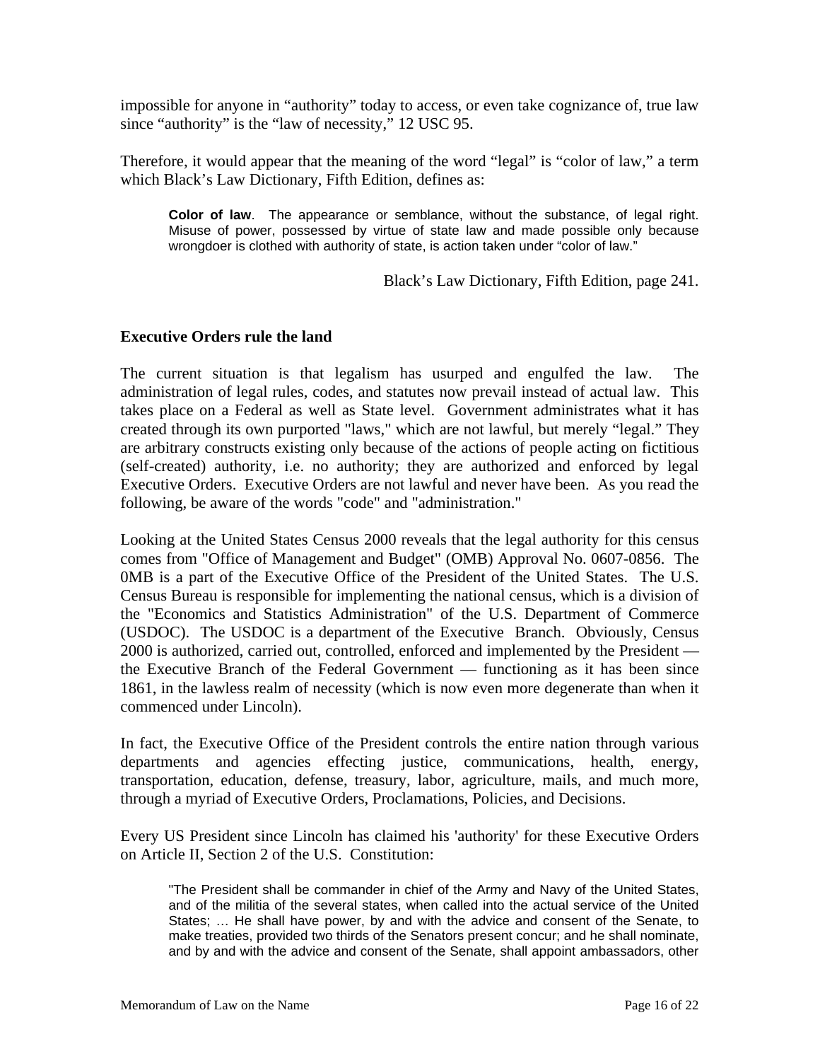impossible for anyone in “authority” today to access, or even take cognizance of, true law since “authority” is the “law of necessity,” 12 USC 95.

Therefore, it would appear that the meaning of the word “legal” is “color of law,” a term which Black’s Law Dictionary, Fifth Edition, defines as:

> **Color of law**. The appearance or semblance, without the substance, of legal right. Misuse of power, possessed by virtue of state law and made possible only because wrongdoer is clothed with authority of state, is action taken under “color of law.”

Black’s Law Dictionary, Fifth Edition, page 241.

**Executive Orders rule the land**

The current situation is that legalism has usurped and engulfed the law. The administration of legal rules, codes, and statutes now prevail instead of actual law. This takes place on a Federal as well as State level. Government administrates what it has created through its own purported "laws," which are not lawful, but merely “legal.” They are arbitrary constructs existing only because of the actions of people acting on fictitious (self-created) authority, i.e. no authority; they are authorized and enforced by legal Executive Orders. Executive Orders are not lawful and never have been. As you read the following, be aware of the words "code" and "administration."

Looking at the United States Census 2000 reveals that the legal authority for this census comes from "Office of Management and Budget" (OMB) Approval No. 0607-0856. The 0MB is a part of the Executive Office of the President of the United States. The U.S. Census Bureau is responsible for implementing the national census, which is a division of the "Economics and Statistics Administration" of the U.S. Department of Commerce (USDOC). The USDOC is a department of the Executive Branch. Obviously, Census 2000 is authorized, carried out, controlled, enforced and implemented by the President — the Executive Branch of the Federal Government — functioning as it has been since 1861, in the lawless realm of necessity (which is now even more degenerate than when it commenced under Lincoln).

In fact, the Executive Office of the President controls the entire nation through various departments and agencies effecting justice, communications, health, energy, transportation, education, defense, treasury, labor, agriculture, mails, and much more, through a myriad of Executive Orders, Proclamations, Policies, and Decisions.

Every US President since Lincoln has claimed his 'authority' for these Executive Orders on Article II, Section 2 of the U.S. Constitution:

> "The President shall be commander in chief of the Army and Navy of the United States, and of the militia of the several states, when called into the actual service of the United States; … He shall have power, by and with the advice and consent of the Senate, to make treaties, provided two thirds of the Senators present concur; and he shall nominate, and by and with the advice and consent of the Senate, shall appoint ambassadors, other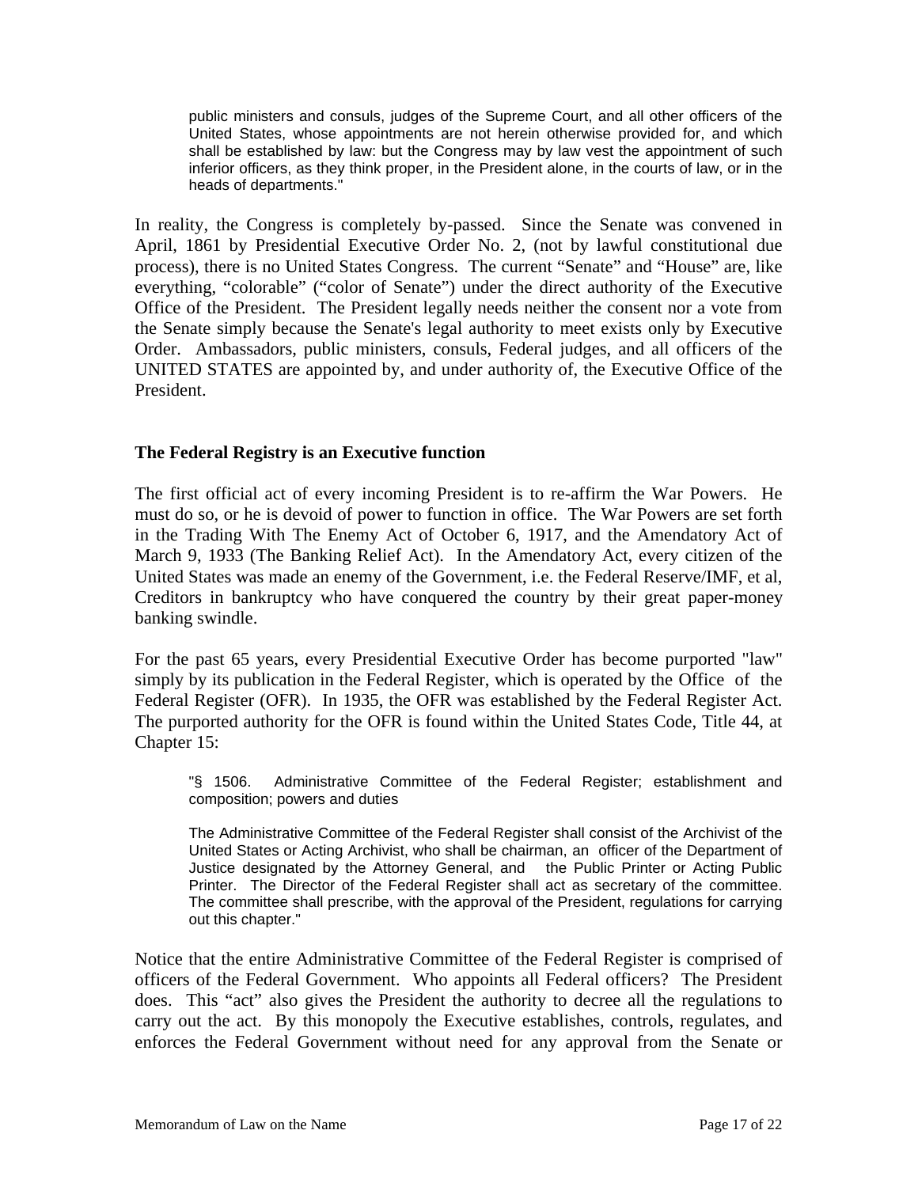> public ministers and consuls, judges of the Supreme Court, and all other officers of the United States, whose appointments are not herein otherwise provided for, and which shall be established by law: but the Congress may by law vest the appointment of such inferior officers, as they think proper, in the President alone, in the courts of law, or in the heads of departments."

In reality, the Congress is completely by-passed. Since the Senate was convened in April, 1861 by Presidential Executive Order No. 2, (not by lawful constitutional due process), there is no United States Congress. The current "Senate" and "House" are, like everything, "colorable" ("color of Senate") under the direct authority of the Executive Office of the President. The President legally needs neither the consent nor a vote from the Senate simply because the Senate's legal authority to meet exists only by Executive Order. Ambassadors, public ministers, consuls, Federal judges, and all officers of the UNITED STATES are appointed by, and under authority of, the Executive Office of the President.

### The Federal Registry is an Executive function

The first official act of every incoming President is to re-affirm the War Powers. He must do so, or he is devoid of power to function in office. The War Powers are set forth in the Trading With The Enemy Act of October 6, 1917, and the Amendatory Act of March 9, 1933 (The Banking Relief Act). In the Amendatory Act, every citizen of the United States was made an enemy of the Government, i.e. the Federal Reserve/IMF, et al, Creditors in bankruptcy who have conquered the country by their great paper-money banking swindle.

For the past 65 years, every Presidential Executive Order has become purported "law" simply by its publication in the Federal Register, which is operated by the Office of the Federal Register (OFR). In 1935, the OFR was established by the Federal Register Act. The purported authority for the OFR is found within the United States Code, Title 44, at Chapter 15:

> "§ 1506. Administrative Committee of the Federal Register; establishment and composition; powers and duties
>
> The Administrative Committee of the Federal Register shall consist of the Archivist of the United States or Acting Archivist, who shall be chairman, an officer of the Department of Justice designated by the Attorney General, and the Public Printer or Acting Public Printer. The Director of the Federal Register shall act as secretary of the committee. The committee shall prescribe, with the approval of the President, regulations for carrying out this chapter."

Notice that the entire Administrative Committee of the Federal Register is comprised of officers of the Federal Government. Who appoints all Federal officers? The President does. This "act" also gives the President the authority to decree all the regulations to carry out the act. By this monopoly the Executive establishes, controls, regulates, and enforces the Federal Government without need for any approval from the Senate or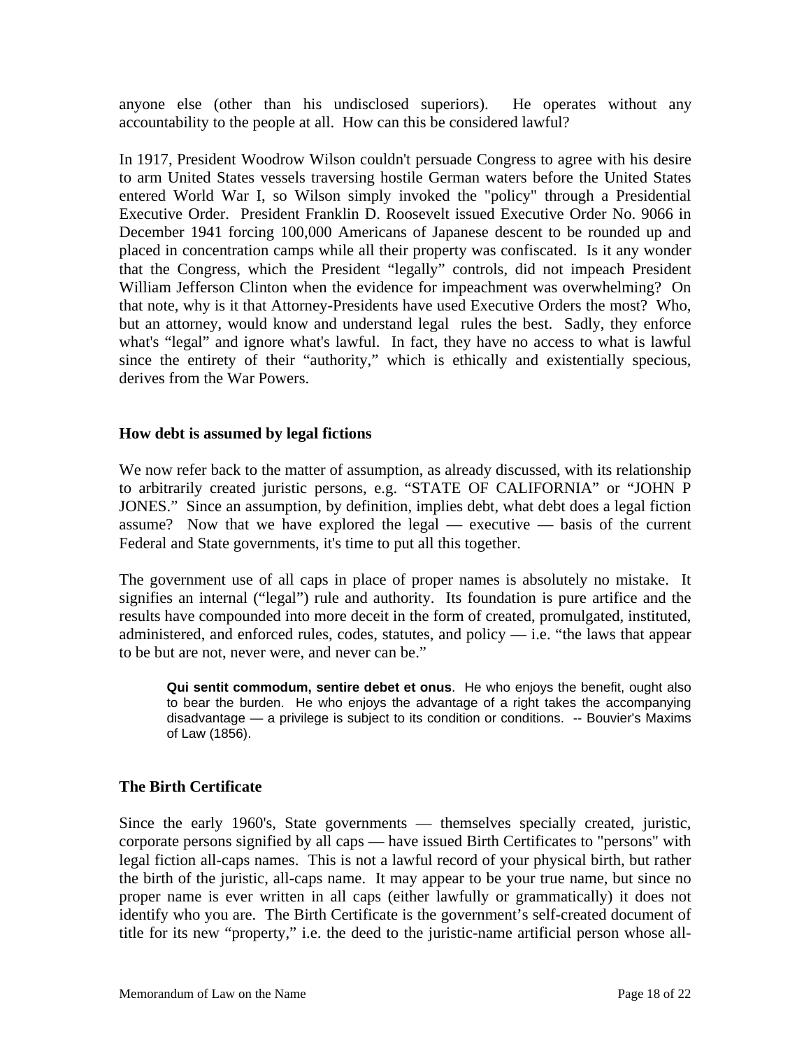anyone else (other than his undisclosed superiors). He operates without any accountability to the people at all. How can this be considered lawful?

In 1917, President Woodrow Wilson couldn't persuade Congress to agree with his desire to arm United States vessels traversing hostile German waters before the United States entered World War I, so Wilson simply invoked the "policy" through a Presidential Executive Order. President Franklin D. Roosevelt issued Executive Order No. 9066 in December 1941 forcing 100,000 Americans of Japanese descent to be rounded up and placed in concentration camps while all their property was confiscated. Is it any wonder that the Congress, which the President "legally" controls, did not impeach President William Jefferson Clinton when the evidence for impeachment was overwhelming? On that note, why is it that Attorney-Presidents have used Executive Orders the most? Who, but an attorney, would know and understand legal rules the best. Sadly, they enforce what's "legal" and ignore what's lawful. In fact, they have no access to what is lawful since the entirety of their "authority," which is ethically and existentially specious, derives from the War Powers.

### How debt is assumed by legal fictions

We now refer back to the matter of assumption, as already discussed, with its relationship to arbitrarily created juristic persons, e.g. "STATE OF CALIFORNIA" or "JOHN P JONES." Since an assumption, by definition, implies debt, what debt does a legal fiction assume? Now that we have explored the legal — executive — basis of the current Federal and State governments, it's time to put all this together.

The government use of all caps in place of proper names is absolutely no mistake. It signifies an internal ("legal") rule and authority. Its foundation is pure artifice and the results have compounded into more deceit in the form of created, promulgated, instituted, administered, and enforced rules, codes, statutes, and policy — i.e. "the laws that appear to be but are not, never were, and never can be."

> **Qui sentit commodum, sentire debet et onus**. He who enjoys the benefit, ought also to bear the burden. He who enjoys the advantage of a right takes the accompanying disadvantage — a privilege is subject to its condition or conditions. -- Bouvier's Maxims of Law (1856).

### The Birth Certificate

Since the early 1960's, State governments — themselves specially created, juristic, corporate persons signified by all caps — have issued Birth Certificates to "persons" with legal fiction all-caps names. This is not a lawful record of your physical birth, but rather the birth of the juristic, all-caps name. It may appear to be your true name, but since no proper name is ever written in all caps (either lawfully or grammatically) it does not identify who you are. The Birth Certificate is the government's self-created document of title for its new "property," i.e. the deed to the juristic-name artificial person whose all-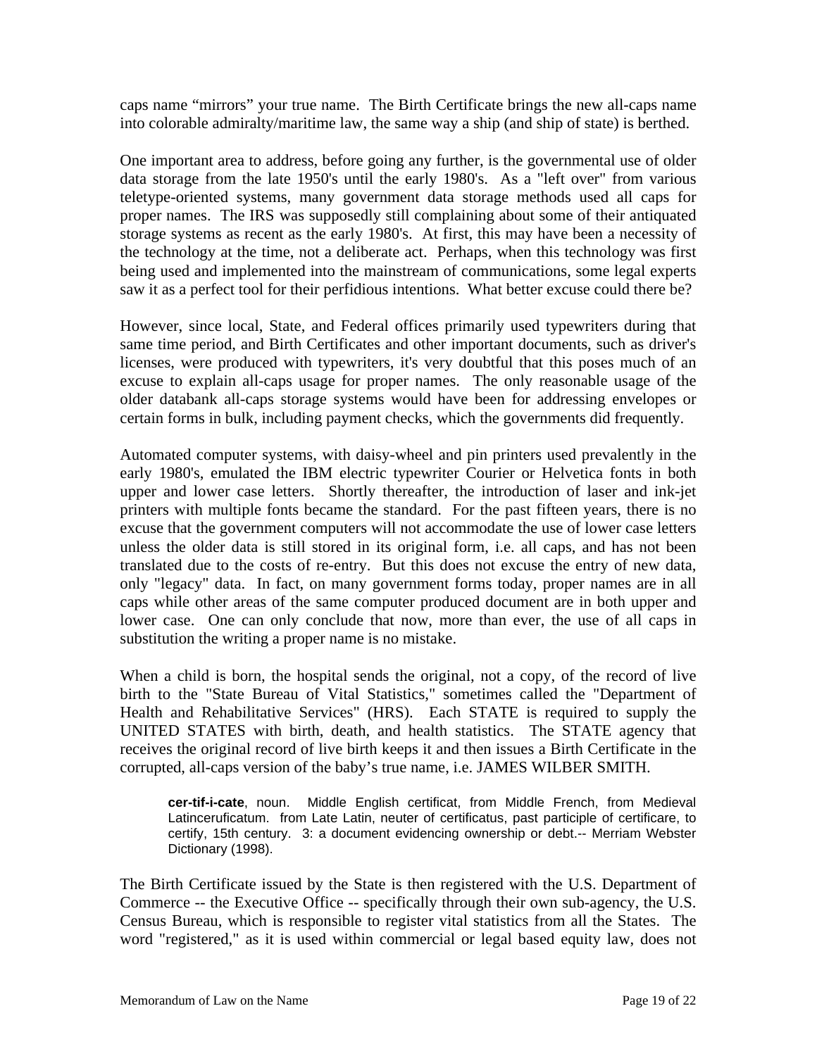caps name “mirrors” your true name. The Birth Certificate brings the new all-caps name into colorable admiralty/maritime law, the same way a ship (and ship of state) is berthed.

One important area to address, before going any further, is the governmental use of older data storage from the late 1950's until the early 1980's. As a "left over" from various teletype-oriented systems, many government data storage methods used all caps for proper names. The IRS was supposedly still complaining about some of their antiquated storage systems as recent as the early 1980's. At first, this may have been a necessity of the technology at the time, not a deliberate act. Perhaps, when this technology was first being used and implemented into the mainstream of communications, some legal experts saw it as a perfect tool for their perfidious intentions. What better excuse could there be?

However, since local, State, and Federal offices primarily used typewriters during that same time period, and Birth Certificates and other important documents, such as driver's licenses, were produced with typewriters, it's very doubtful that this poses much of an excuse to explain all-caps usage for proper names. The only reasonable usage of the older databank all-caps storage systems would have been for addressing envelopes or certain forms in bulk, including payment checks, which the governments did frequently.

Automated computer systems, with daisy-wheel and pin printers used prevalently in the early 1980's, emulated the IBM electric typewriter Courier or Helvetica fonts in both upper and lower case letters. Shortly thereafter, the introduction of laser and ink-jet printers with multiple fonts became the standard. For the past fifteen years, there is no excuse that the government computers will not accommodate the use of lower case letters unless the older data is still stored in its original form, i.e. all caps, and has not been translated due to the costs of re-entry. But this does not excuse the entry of new data, only "legacy" data. In fact, on many government forms today, proper names are in all caps while other areas of the same computer produced document are in both upper and lower case. One can only conclude that now, more than ever, the use of all caps in substitution the writing a proper name is no mistake.

When a child is born, the hospital sends the original, not a copy, of the record of live birth to the "State Bureau of Vital Statistics," sometimes called the "Department of Health and Rehabilitative Services" (HRS). Each STATE is required to supply the UNITED STATES with birth, death, and health statistics. The STATE agency that receives the original record of live birth keeps it and then issues a Birth Certificate in the corrupted, all-caps version of the baby’s true name, i.e. JAMES WILBER SMITH.

> **cer-tif-i-cate**, noun. Middle English certificat, from Middle French, from Medieval Latinceruficatum. from Late Latin, neuter of certificatus, past participle of certificare, to certify, 15th century. 3: a document evidencing ownership or debt.-- Merriam Webster Dictionary (1998).

The Birth Certificate issued by the State is then registered with the U.S. Department of Commerce -- the Executive Office -- specifically through their own sub-agency, the U.S. Census Bureau, which is responsible to register vital statistics from all the States. The word "registered," as it is used within commercial or legal based equity law, does not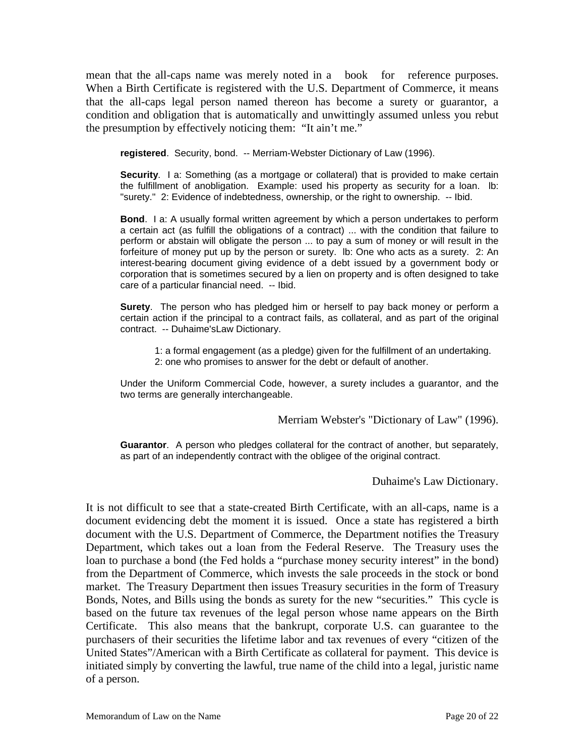mean that the all-caps name was merely noted in a book for reference purposes. When a Birth Certificate is registered with the U.S. Department of Commerce, it means that the all-caps legal person named thereon has become a surety or guarantor, a condition and obligation that is automatically and unwittingly assumed unless you rebut the presumption by effectively noticing them: "It ain't me."

> **registered**. Security, bond. -- Merriam-Webster Dictionary of Law (1996).
>
> **Security**. I a: Something (as a mortgage or collateral) that is provided to make certain the fulfillment of anobligation. Example: used his property as security for a loan. lb: "surety." 2: Evidence of indebtedness, ownership, or the right to ownership. -- Ibid.
>
> **Bond**. I a: A usually formal written agreement by which a person undertakes to perform a certain act (as fulfill the obligations of a contract) ... with the condition that failure to perform or abstain will obligate the person ... to pay a sum of money or will result in the forfeiture of money put up by the person or surety. lb: One who acts as a surety. 2: An interest-bearing document giving evidence of a debt issued by a government body or corporation that is sometimes secured by a lien on property and is often designed to take care of a particular financial need. -- Ibid.
>
> **Surety**. The person who has pledged him or herself to pay back money or perform a certain action if the principal to a contract fails, as collateral, and as part of the original contract. -- Duhaime'sLaw Dictionary.
>
> > 1: a formal engagement (as a pledge) given for the fulfillment of an undertaking.
> > 2: one who promises to answer for the debt or default of another.
>
> Under the Uniform Commercial Code, however, a surety includes a guarantor, and the two terms are generally interchangeable.

Merriam Webster's "Dictionary of Law" (1996).

> **Guarantor**. A person who pledges collateral for the contract of another, but separately, as part of an independently contract with the obligee of the original contract.

Duhaime's Law Dictionary.

It is not difficult to see that a state-created Birth Certificate, with an all-caps, name is a document evidencing debt the moment it is issued. Once a state has registered a birth document with the U.S. Department of Commerce, the Department notifies the Treasury Department, which takes out a loan from the Federal Reserve. The Treasury uses the loan to purchase a bond (the Fed holds a "purchase money security interest" in the bond) from the Department of Commerce, which invests the sale proceeds in the stock or bond market. The Treasury Department then issues Treasury securities in the form of Treasury Bonds, Notes, and Bills using the bonds as surety for the new "securities." This cycle is based on the future tax revenues of the legal person whose name appears on the Birth Certificate. This also means that the bankrupt, corporate U.S. can guarantee to the purchasers of their securities the lifetime labor and tax revenues of every "citizen of the United States"/American with a Birth Certificate as collateral for payment. This device is initiated simply by converting the lawful, true name of the child into a legal, juristic name of a person.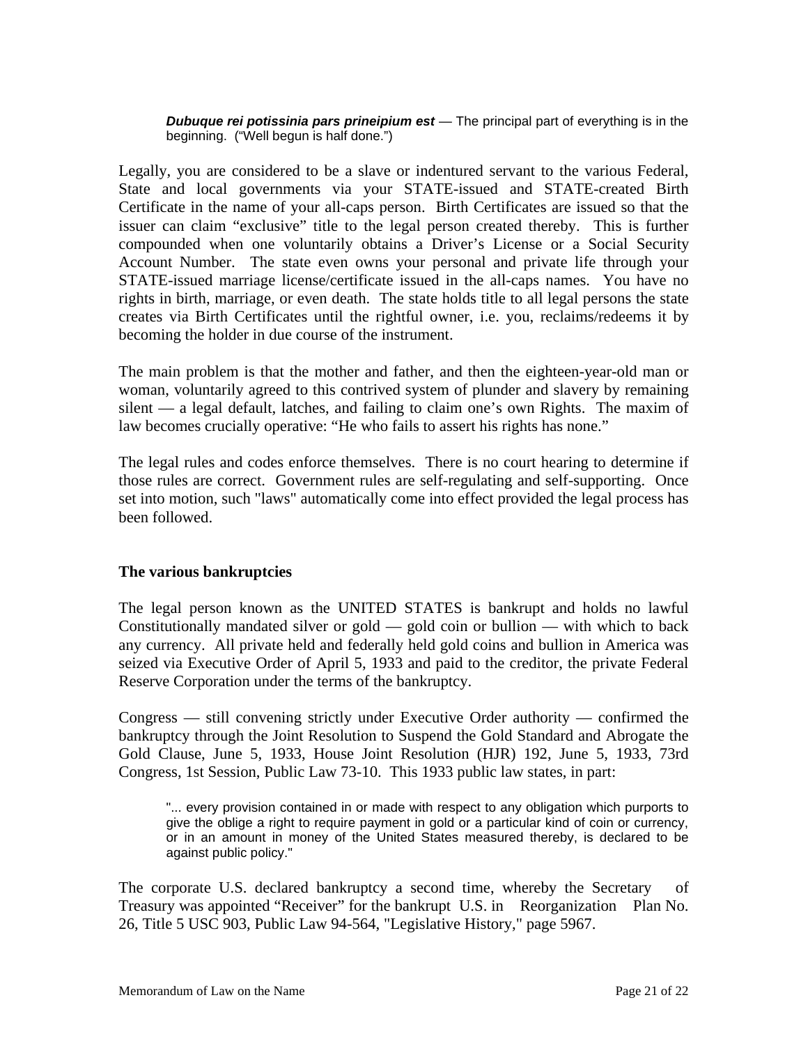> ***Dubuque rei potissinia pars prineipium est*** — The principal part of everything is in the beginning. ("Well begun is half done.")

Legally, you are considered to be a slave or indentured servant to the various Federal, State and local governments via your STATE-issued and STATE-created Birth Certificate in the name of your all-caps person. Birth Certificates are issued so that the issuer can claim "exclusive" title to the legal person created thereby. This is further compounded when one voluntarily obtains a Driver's License or a Social Security Account Number. The state even owns your personal and private life through your STATE-issued marriage license/certificate issued in the all-caps names. You have no rights in birth, marriage, or even death. The state holds title to all legal persons the state creates via Birth Certificates until the rightful owner, i.e. you, reclaims/redeems it by becoming the holder in due course of the instrument.

The main problem is that the mother and father, and then the eighteen-year-old man or woman, voluntarily agreed to this contrived system of plunder and slavery by remaining silent — a legal default, latches, and failing to claim one's own Rights. The maxim of law becomes crucially operative: "He who fails to assert his rights has none."

The legal rules and codes enforce themselves. There is no court hearing to determine if those rules are correct. Government rules are self-regulating and self-supporting. Once set into motion, such "laws" automatically come into effect provided the legal process has been followed.

**The various bankruptcies**

The legal person known as the UNITED STATES is bankrupt and holds no lawful Constitutionally mandated silver or gold — gold coin or bullion — with which to back any currency. All private held and federally held gold coins and bullion in America was seized via Executive Order of April 5, 1933 and paid to the creditor, the private Federal Reserve Corporation under the terms of the bankruptcy.

Congress — still convening strictly under Executive Order authority — confirmed the bankruptcy through the Joint Resolution to Suspend the Gold Standard and Abrogate the Gold Clause, June 5, 1933, House Joint Resolution (HJR) 192, June 5, 1933, 73rd Congress, 1st Session, Public Law 73-10. This 1933 public law states, in part:

> "... every provision contained in or made with respect to any obligation which purports to give the oblige a right to require payment in gold or a particular kind of coin or currency, or in an amount in money of the United States measured thereby, is declared to be against public policy."

The corporate U.S. declared bankruptcy a second time, whereby the Secretary of Treasury was appointed "Receiver" for the bankrupt U.S. in Reorganization Plan No. 26, Title 5 USC 903, Public Law 94-564, "Legislative History," page 5967.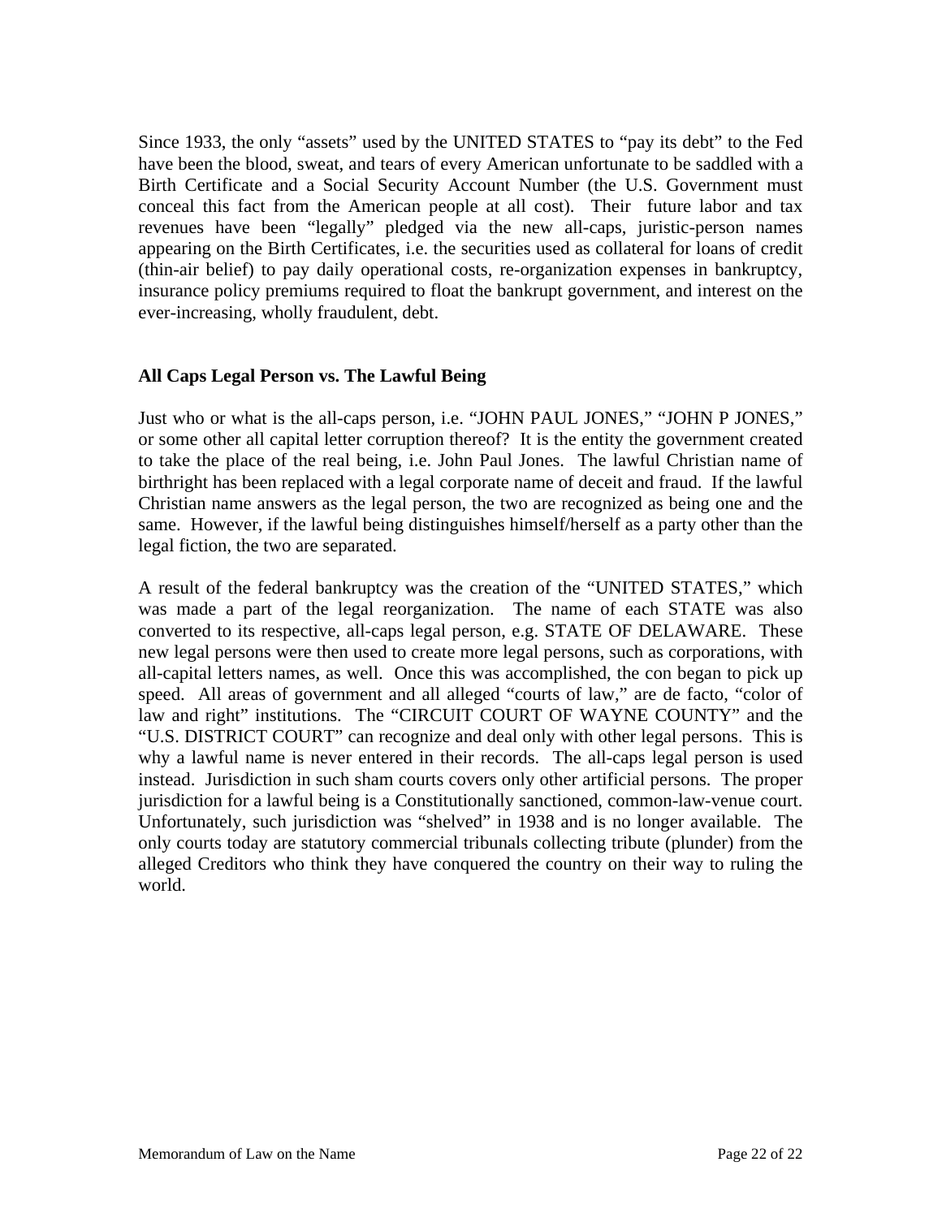Since 1933, the only "assets" used by the UNITED STATES to "pay its debt" to the Fed have been the blood, sweat, and tears of every American unfortunate to be saddled with a Birth Certificate and a Social Security Account Number (the U.S. Government must conceal this fact from the American people at all cost). Their future labor and tax revenues have been "legally" pledged via the new all-caps, juristic-person names appearing on the Birth Certificates, i.e. the securities used as collateral for loans of credit (thin-air belief) to pay daily operational costs, re-organization expenses in bankruptcy, insurance policy premiums required to float the bankrupt government, and interest on the ever-increasing, wholly fraudulent, debt.

**All Caps Legal Person vs. The Lawful Being**

Just who or what is the all-caps person, i.e. "JOHN PAUL JONES," "JOHN P JONES," or some other all capital letter corruption thereof? It is the entity the government created to take the place of the real being, i.e. John Paul Jones. The lawful Christian name of birthright has been replaced with a legal corporate name of deceit and fraud. If the lawful Christian name answers as the legal person, the two are recognized as being one and the same. However, if the lawful being distinguishes himself/herself as a party other than the legal fiction, the two are separated.

A result of the federal bankruptcy was the creation of the "UNITED STATES," which was made a part of the legal reorganization. The name of each STATE was also converted to its respective, all-caps legal person, e.g. STATE OF DELAWARE. These new legal persons were then used to create more legal persons, such as corporations, with all-capital letters names, as well. Once this was accomplished, the con began to pick up speed. All areas of government and all alleged "courts of law," are de facto, "color of law and right" institutions. The "CIRCUIT COURT OF WAYNE COUNTY" and the "U.S. DISTRICT COURT" can recognize and deal only with other legal persons. This is why a lawful name is never entered in their records. The all-caps legal person is used instead. Jurisdiction in such sham courts covers only other artificial persons. The proper jurisdiction for a lawful being is a Constitutionally sanctioned, common-law-venue court. Unfortunately, such jurisdiction was "shelved" in 1938 and is no longer available. The only courts today are statutory commercial tribunals collecting tribute (plunder) from the alleged Creditors who think they have conquered the country on their way to ruling the world.